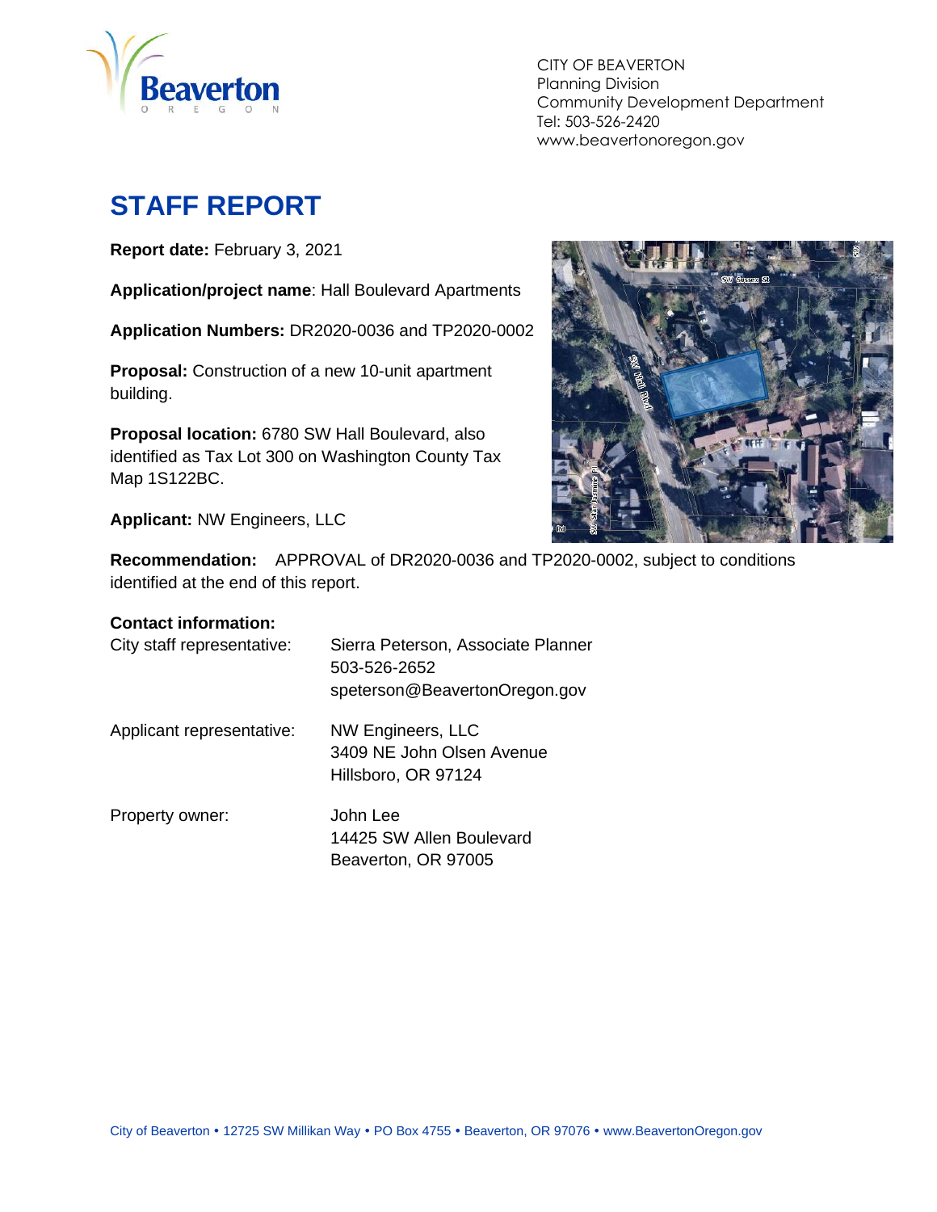CITY OF BEAVERTON
Planning Division
Community Development Department
Tel: 503-526-2420
www.beavertonoregon.gov

# STAFF REPORT

**Report date:** February 3, 2021

**Application/project name**: Hall Boulevard Apartments

**Application Numbers:** DR2020-0036 and TP2020-0002

**Proposal:** Construction of a new 10-unit apartment building.

**Proposal location:** 6780 SW Hall Boulevard, also identified as Tax Lot 300 on Washington County Tax Map 1S122BC.

**Applicant:** NW Engineers, LLC

**Recommendation:** APPROVAL of DR2020-0036 and TP2020-0002, subject to conditions identified at the end of this report.

**Contact information:**

| | |
|---|---|
| City staff representative: | Sierra Peterson, Associate Planner<br>503-526-2652<br>speterson@BeavertonOregon.gov |
| Applicant representative: | NW Engineers, LLC<br>3409 NE John Olsen Avenue<br>Hillsboro, OR 97124 |
| Property owner: | John Lee<br>14425 SW Allen Boulevard<br>Beaverton, OR 97005 |

City of Beaverton • 12725 SW Millikan Way • PO Box 4755 • Beaverton, OR 97076 • www.BeavertonOregon.gov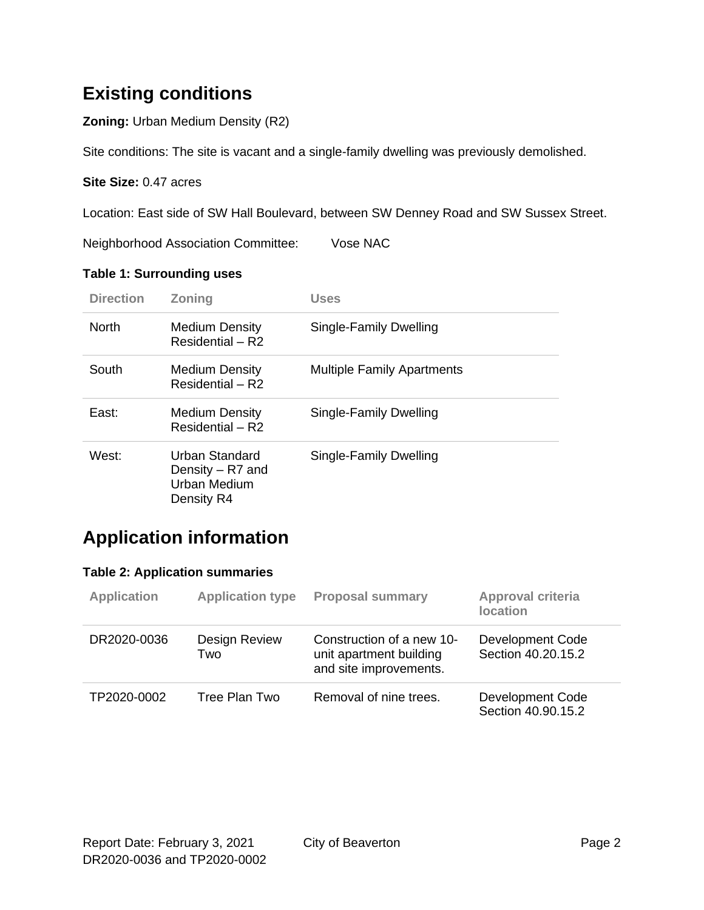## Existing conditions

**Zoning:** Urban Medium Density (R2)

Site conditions: The site is vacant and a single-family dwelling was previously demolished.

**Site Size:** 0.47 acres

Location: East side of SW Hall Boulevard, between SW Denney Road and SW Sussex Street.

Neighborhood Association Committee: Vose NAC

**Table 1: Surrounding uses**

| Direction | Zoning | Uses |
|---|---|---|
| North | Medium Density Residential – R2 | Single-Family Dwelling |
| South | Medium Density Residential – R2 | Multiple Family Apartments |
| East: | Medium Density Residential – R2 | Single-Family Dwelling |
| West: | Urban Standard Density – R7 and Urban Medium Density R4 | Single-Family Dwelling |

## Application information

**Table 2: Application summaries**

| Application | Application type | Proposal summary | Approval criteria location |
|---|---|---|---|
| DR2020-0036 | Design Review Two | Construction of a new 10-unit apartment building and site improvements. | Development Code Section 40.20.15.2 |
| TP2020-0002 | Tree Plan Two | Removal of nine trees. | Development Code Section 40.90.15.2 |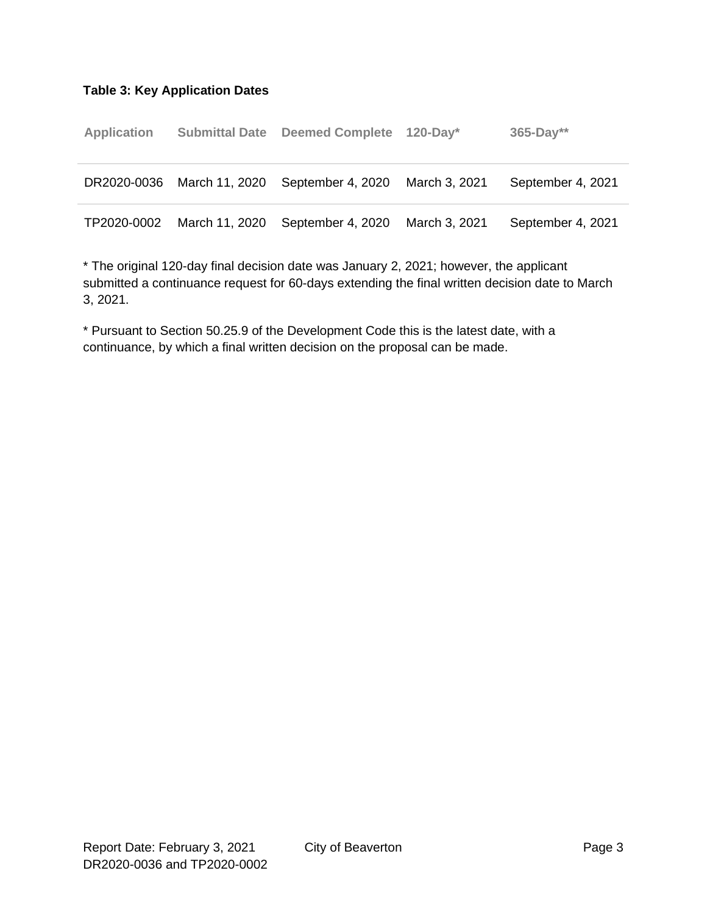**Table 3: Key Application Dates**

| Application | Submittal Date | Deemed Complete | 120-Day* | 365-Day** |
|---|---|---|---|---|
| DR2020-0036 | March 11, 2020 | September 4, 2020 | March 3, 2021 | September 4, 2021 |
| TP2020-0002 | March 11, 2020 | September 4, 2020 | March 3, 2021 | September 4, 2021 |

* The original 120-day final decision date was January 2, 2021; however, the applicant submitted a continuance request for 60-days extending the final written decision date to March 3, 2021.

* Pursuant to Section 50.25.9 of the Development Code this is the latest date, with a continuance, by which a final written decision on the proposal can be made.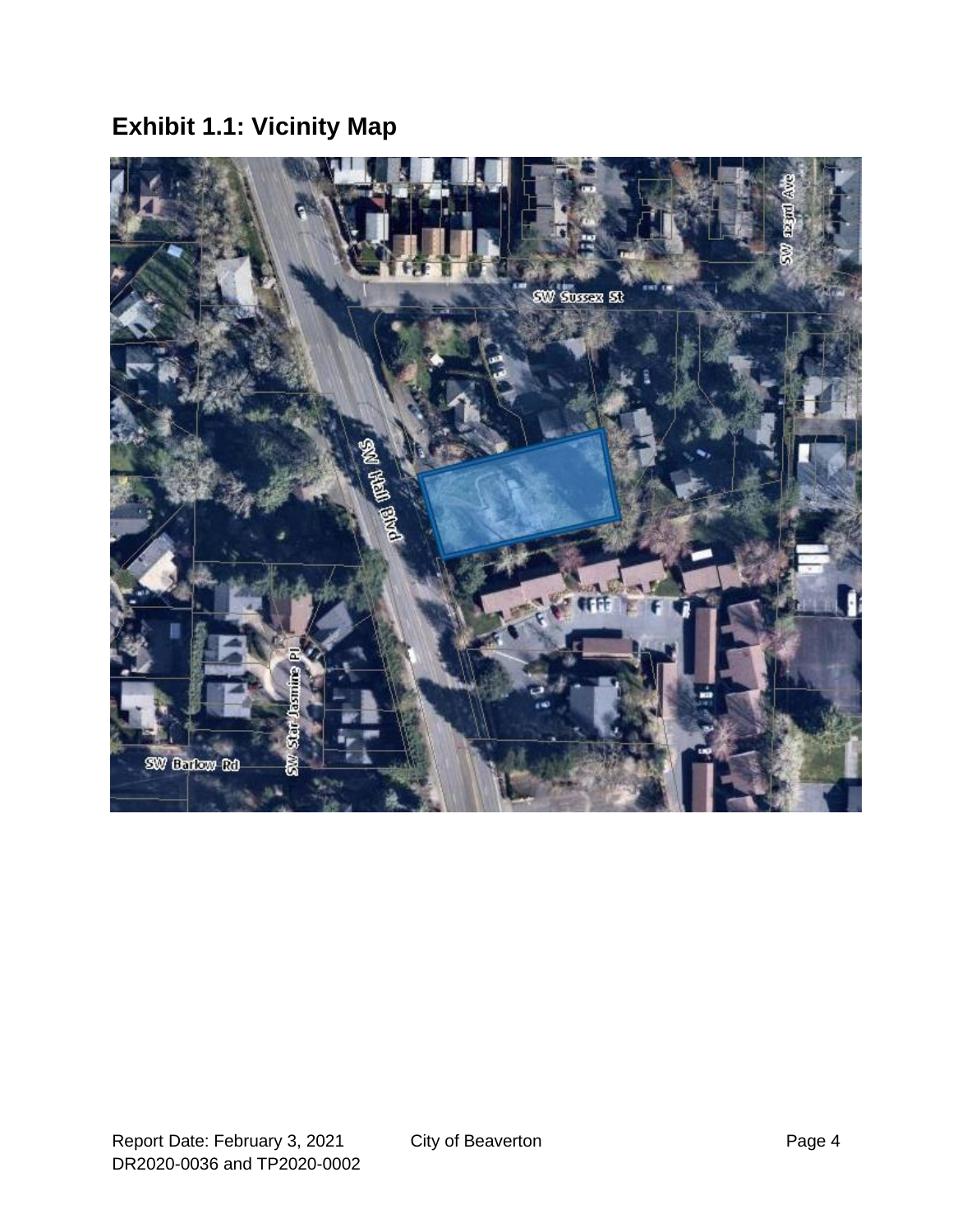# Exhibit 1.1: Vicinity Map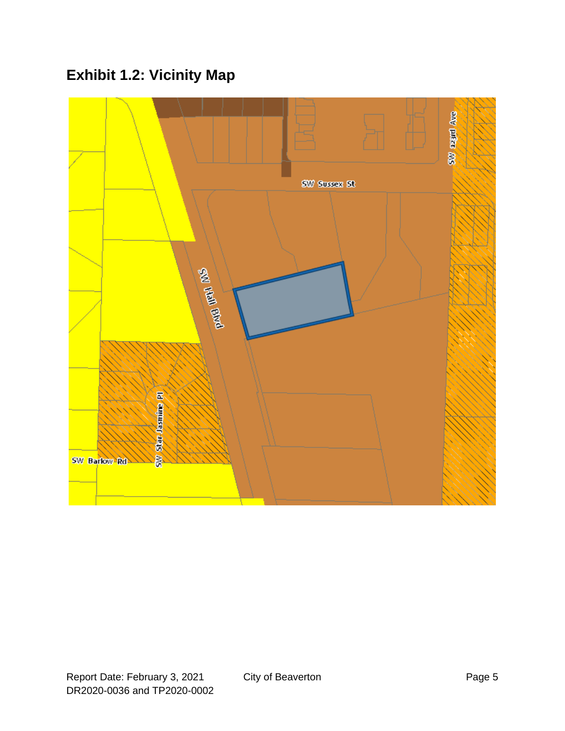## Exhibit 1.2: Vicinity Map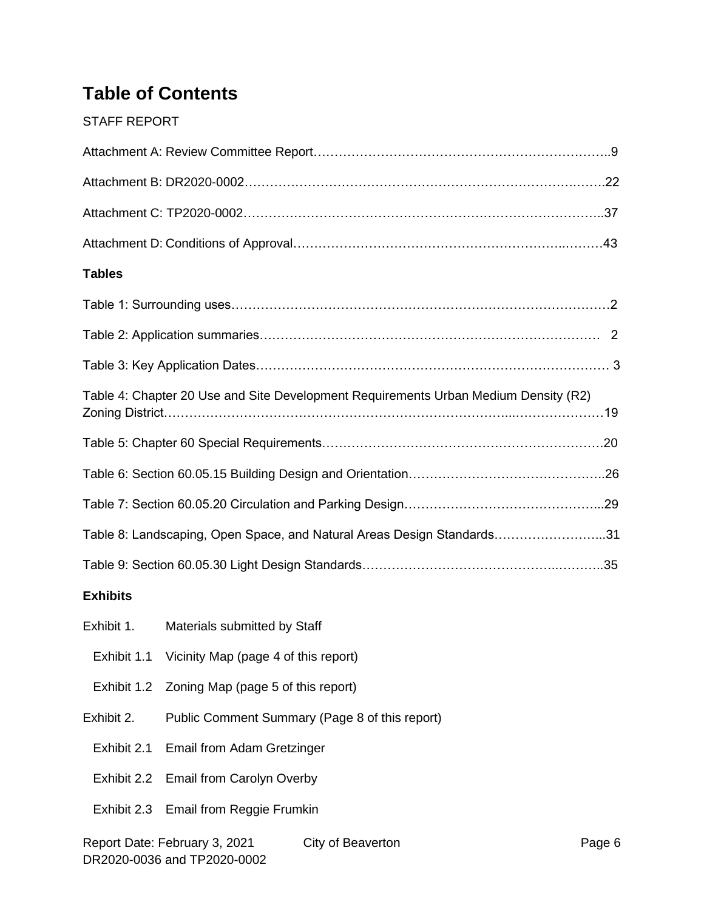# Table of Contents

STAFF REPORT

Attachment A: Review Committee Report……………………………………………………………..9

Attachment B: DR2020-0002…………………………………………………………………….…….22

Attachment C: TP2020-0002…………………………………………………………………………..37

Attachment D: Conditions of Approval……………………………………………………..………43

**Tables**

Table 1: Surrounding uses……………………………………………………………………………2

Table 2: Application summaries……………………………………………………………………… 2

Table 3: Key Application Dates………………………………………………………………………… 3

Table 4: Chapter 20 Use and Site Development Requirements Urban Medium Density (R2) Zoning District………………………………………………………………………...…………………19

Table 5: Chapter 60 Special Requirements……………………………………………………………20

Table 6: Section 60.05.15 Building Design and Orientation………………………………………..26

Table 7: Section 60.05.20 Circulation and Parking Design………………………………………...29

Table 8: Landscaping, Open Space, and Natural Areas Design Standards……………………...31

Table 9: Section 60.05.30 Light Design Standards…………………………………..………..35

**Exhibits**

Exhibit 1. Materials submitted by Staff

- Exhibit 1.1 Vicinity Map (page 4 of this report)
- Exhibit 1.2 Zoning Map (page 5 of this report)

Exhibit 2. Public Comment Summary (Page 8 of this report)

- Exhibit 2.1 Email from Adam Gretzinger
- Exhibit 2.2 Email from Carolyn Overby
- Exhibit 2.3 Email from Reggie Frumkin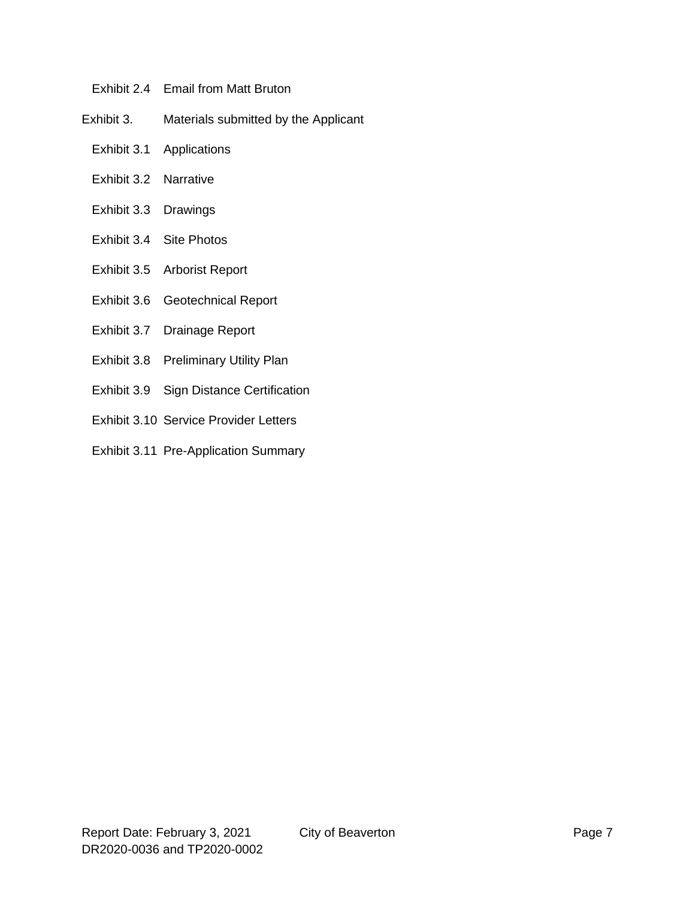Exhibit 2.4 Email from Matt Bruton

Exhibit 3. Materials submitted by the Applicant

Exhibit 3.1 Applications

Exhibit 3.2 Narrative

Exhibit 3.3 Drawings

Exhibit 3.4 Site Photos

Exhibit 3.5 Arborist Report

Exhibit 3.6 Geotechnical Report

Exhibit 3.7 Drainage Report

Exhibit 3.8 Preliminary Utility Plan

Exhibit 3.9 Sign Distance Certification

Exhibit 3.10 Service Provider Letters

Exhibit 3.11 Pre-Application Summary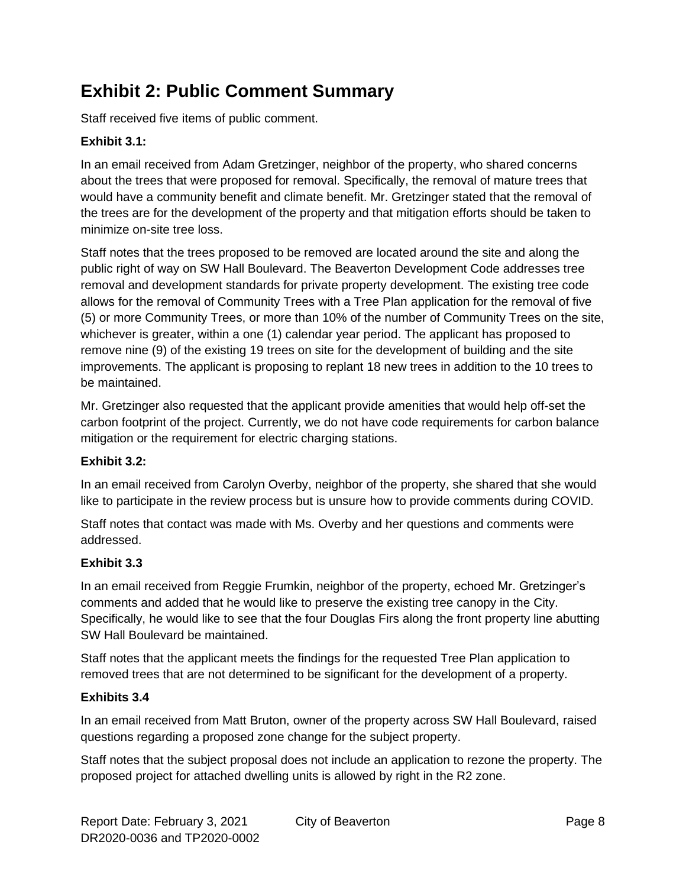# Exhibit 2: Public Comment Summary

Staff received five items of public comment.

**Exhibit 3.1:**

In an email received from Adam Gretzinger, neighbor of the property, who shared concerns about the trees that were proposed for removal. Specifically, the removal of mature trees that would have a community benefit and climate benefit. Mr. Gretzinger stated that the removal of the trees are for the development of the property and that mitigation efforts should be taken to minimize on-site tree loss.

Staff notes that the trees proposed to be removed are located around the site and along the public right of way on SW Hall Boulevard. The Beaverton Development Code addresses tree removal and development standards for private property development. The existing tree code allows for the removal of Community Trees with a Tree Plan application for the removal of five (5) or more Community Trees, or more than 10% of the number of Community Trees on the site, whichever is greater, within a one (1) calendar year period. The applicant has proposed to remove nine (9) of the existing 19 trees on site for the development of building and the site improvements. The applicant is proposing to replant 18 new trees in addition to the 10 trees to be maintained.

Mr. Gretzinger also requested that the applicant provide amenities that would help off-set the carbon footprint of the project. Currently, we do not have code requirements for carbon balance mitigation or the requirement for electric charging stations.

**Exhibit 3.2:**

In an email received from Carolyn Overby, neighbor of the property, she shared that she would like to participate in the review process but is unsure how to provide comments during COVID.

Staff notes that contact was made with Ms. Overby and her questions and comments were addressed.

**Exhibit 3.3**

In an email received from Reggie Frumkin, neighbor of the property, echoed Mr. Gretzinger's comments and added that he would like to preserve the existing tree canopy in the City. Specifically, he would like to see that the four Douglas Firs along the front property line abutting SW Hall Boulevard be maintained.

Staff notes that the applicant meets the findings for the requested Tree Plan application to removed trees that are not determined to be significant for the development of a property.

**Exhibits 3.4**

In an email received from Matt Bruton, owner of the property across SW Hall Boulevard, raised questions regarding a proposed zone change for the subject property.

Staff notes that the subject proposal does not include an application to rezone the property. The proposed project for attached dwelling units is allowed by right in the R2 zone.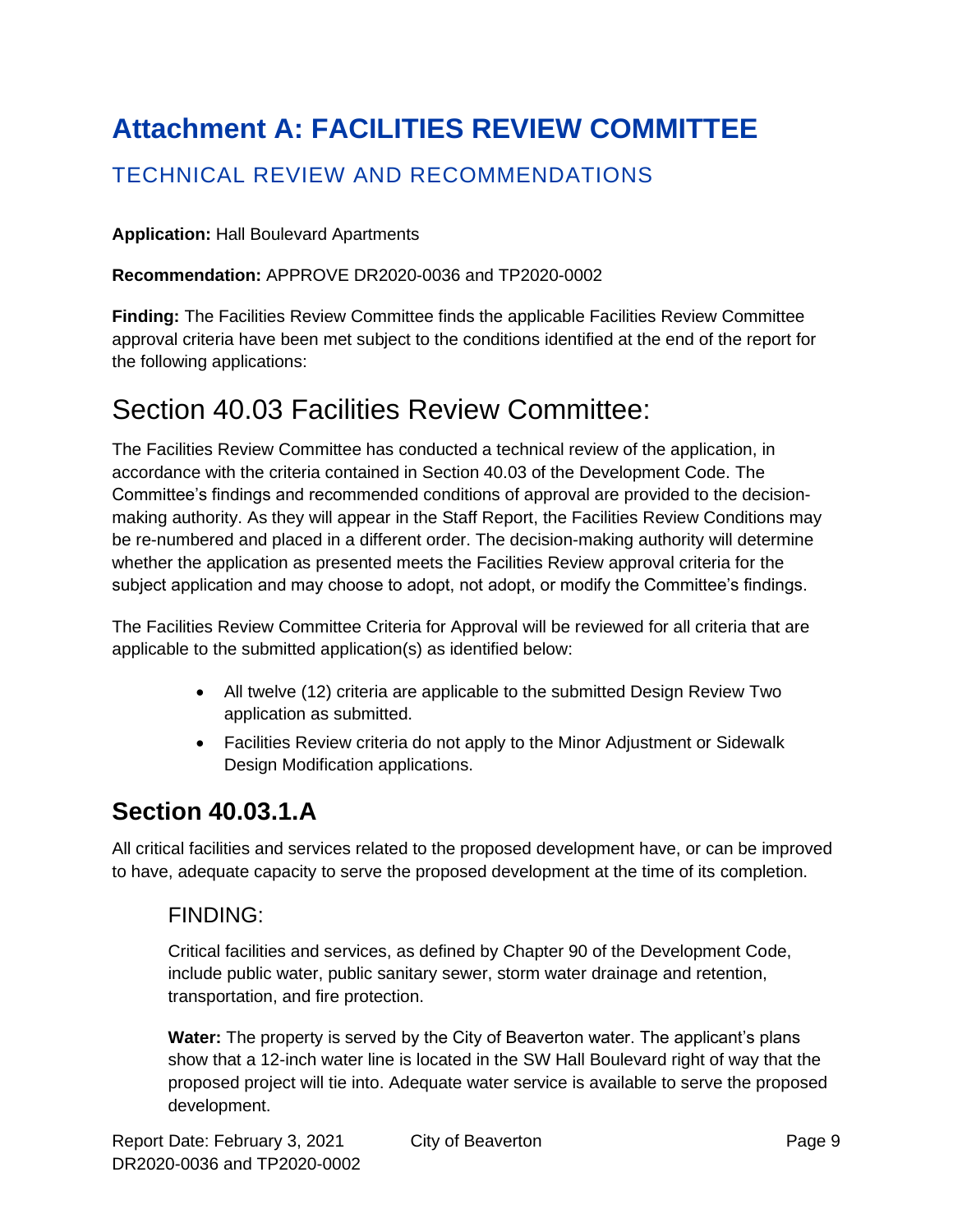# Attachment A: FACILITIES REVIEW COMMITTEE

## TECHNICAL REVIEW AND RECOMMENDATIONS

**Application:** Hall Boulevard Apartments

**Recommendation:** APPROVE DR2020-0036 and TP2020-0002

**Finding:** The Facilities Review Committee finds the applicable Facilities Review Committee approval criteria have been met subject to the conditions identified at the end of the report for the following applications:

# Section 40.03 Facilities Review Committee:

The Facilities Review Committee has conducted a technical review of the application, in accordance with the criteria contained in Section 40.03 of the Development Code. The Committee's findings and recommended conditions of approval are provided to the decision-making authority. As they will appear in the Staff Report, the Facilities Review Conditions may be re-numbered and placed in a different order. The decision-making authority will determine whether the application as presented meets the Facilities Review approval criteria for the subject application and may choose to adopt, not adopt, or modify the Committee's findings.

The Facilities Review Committee Criteria for Approval will be reviewed for all criteria that are applicable to the submitted application(s) as identified below:

- All twelve (12) criteria are applicable to the submitted Design Review Two application as submitted.
- Facilities Review criteria do not apply to the Minor Adjustment or Sidewalk Design Modification applications.

## Section 40.03.1.A

All critical facilities and services related to the proposed development have, or can be improved to have, adequate capacity to serve the proposed development at the time of its completion.

### FINDING:

Critical facilities and services, as defined by Chapter 90 of the Development Code, include public water, public sanitary sewer, storm water drainage and retention, transportation, and fire protection.

**Water:** The property is served by the City of Beaverton water. The applicant's plans show that a 12-inch water line is located in the SW Hall Boulevard right of way that the proposed project will tie into. Adequate water service is available to serve the proposed development.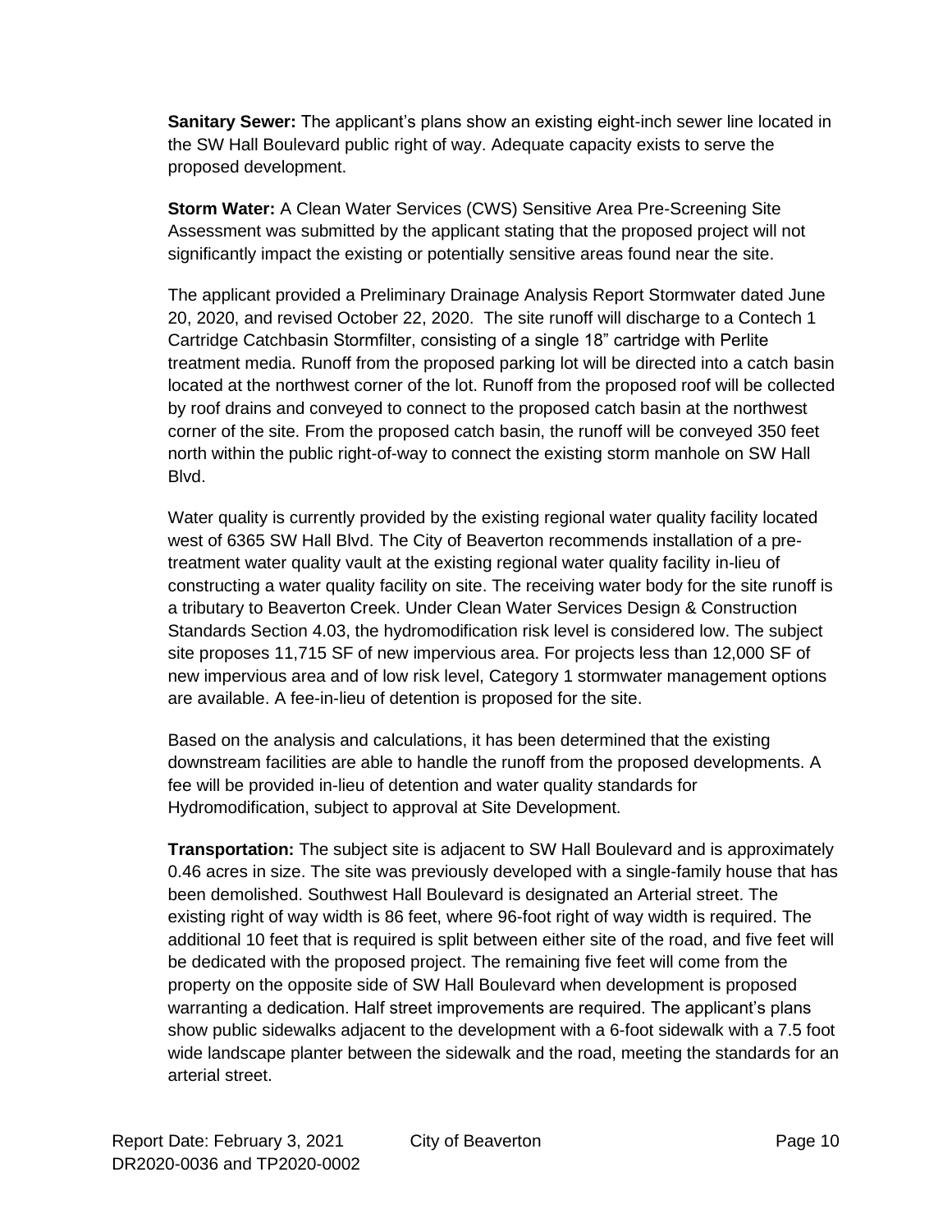**Sanitary Sewer:** The applicant's plans show an existing eight-inch sewer line located in the SW Hall Boulevard public right of way. Adequate capacity exists to serve the proposed development.

**Storm Water:** A Clean Water Services (CWS) Sensitive Area Pre-Screening Site Assessment was submitted by the applicant stating that the proposed project will not significantly impact the existing or potentially sensitive areas found near the site.

The applicant provided a Preliminary Drainage Analysis Report Stormwater dated June 20, 2020, and revised October 22, 2020. The site runoff will discharge to a Contech 1 Cartridge Catchbasin Stormfilter, consisting of a single 18" cartridge with Perlite treatment media. Runoff from the proposed parking lot will be directed into a catch basin located at the northwest corner of the lot. Runoff from the proposed roof will be collected by roof drains and conveyed to connect to the proposed catch basin at the northwest corner of the site. From the proposed catch basin, the runoff will be conveyed 350 feet north within the public right-of-way to connect the existing storm manhole on SW Hall Blvd.

Water quality is currently provided by the existing regional water quality facility located west of 6365 SW Hall Blvd. The City of Beaverton recommends installation of a pre-treatment water quality vault at the existing regional water quality facility in-lieu of constructing a water quality facility on site. The receiving water body for the site runoff is a tributary to Beaverton Creek. Under Clean Water Services Design & Construction Standards Section 4.03, the hydromodification risk level is considered low. The subject site proposes 11,715 SF of new impervious area. For projects less than 12,000 SF of new impervious area and of low risk level, Category 1 stormwater management options are available. A fee-in-lieu of detention is proposed for the site.

Based on the analysis and calculations, it has been determined that the existing downstream facilities are able to handle the runoff from the proposed developments. A fee will be provided in-lieu of detention and water quality standards for Hydromodification, subject to approval at Site Development.

**Transportation:** The subject site is adjacent to SW Hall Boulevard and is approximately 0.46 acres in size. The site was previously developed with a single-family house that has been demolished. Southwest Hall Boulevard is designated an Arterial street. The existing right of way width is 86 feet, where 96-foot right of way width is required. The additional 10 feet that is required is split between either site of the road, and five feet will be dedicated with the proposed project. The remaining five feet will come from the property on the opposite side of SW Hall Boulevard when development is proposed warranting a dedication. Half street improvements are required. The applicant's plans show public sidewalks adjacent to the development with a 6-foot sidewalk with a 7.5 foot wide landscape planter between the sidewalk and the road, meeting the standards for an arterial street.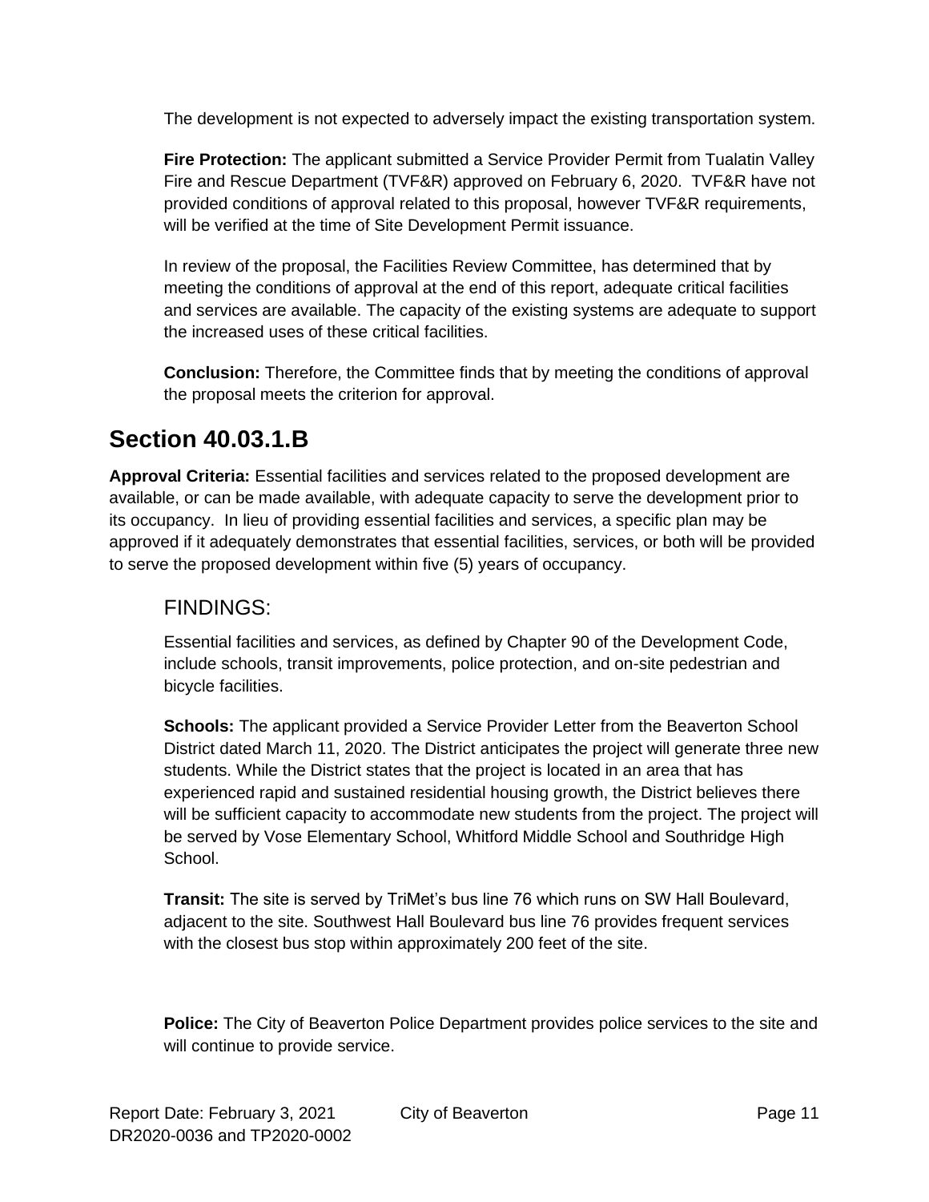The development is not expected to adversely impact the existing transportation system.

**Fire Protection:** The applicant submitted a Service Provider Permit from Tualatin Valley Fire and Rescue Department (TVF&R) approved on February 6, 2020. TVF&R have not provided conditions of approval related to this proposal, however TVF&R requirements, will be verified at the time of Site Development Permit issuance.

In review of the proposal, the Facilities Review Committee, has determined that by meeting the conditions of approval at the end of this report, adequate critical facilities and services are available. The capacity of the existing systems are adequate to support the increased uses of these critical facilities.

**Conclusion:** Therefore, the Committee finds that by meeting the conditions of approval the proposal meets the criterion for approval.

## Section 40.03.1.B

**Approval Criteria:** Essential facilities and services related to the proposed development are available, or can be made available, with adequate capacity to serve the development prior to its occupancy. In lieu of providing essential facilities and services, a specific plan may be approved if it adequately demonstrates that essential facilities, services, or both will be provided to serve the proposed development within five (5) years of occupancy.

### FINDINGS:

Essential facilities and services, as defined by Chapter 90 of the Development Code, include schools, transit improvements, police protection, and on-site pedestrian and bicycle facilities.

**Schools:** The applicant provided a Service Provider Letter from the Beaverton School District dated March 11, 2020. The District anticipates the project will generate three new students. While the District states that the project is located in an area that has experienced rapid and sustained residential housing growth, the District believes there will be sufficient capacity to accommodate new students from the project. The project will be served by Vose Elementary School, Whitford Middle School and Southridge High School.

**Transit:** The site is served by TriMet's bus line 76 which runs on SW Hall Boulevard, adjacent to the site. Southwest Hall Boulevard bus line 76 provides frequent services with the closest bus stop within approximately 200 feet of the site.

**Police:** The City of Beaverton Police Department provides police services to the site and will continue to provide service.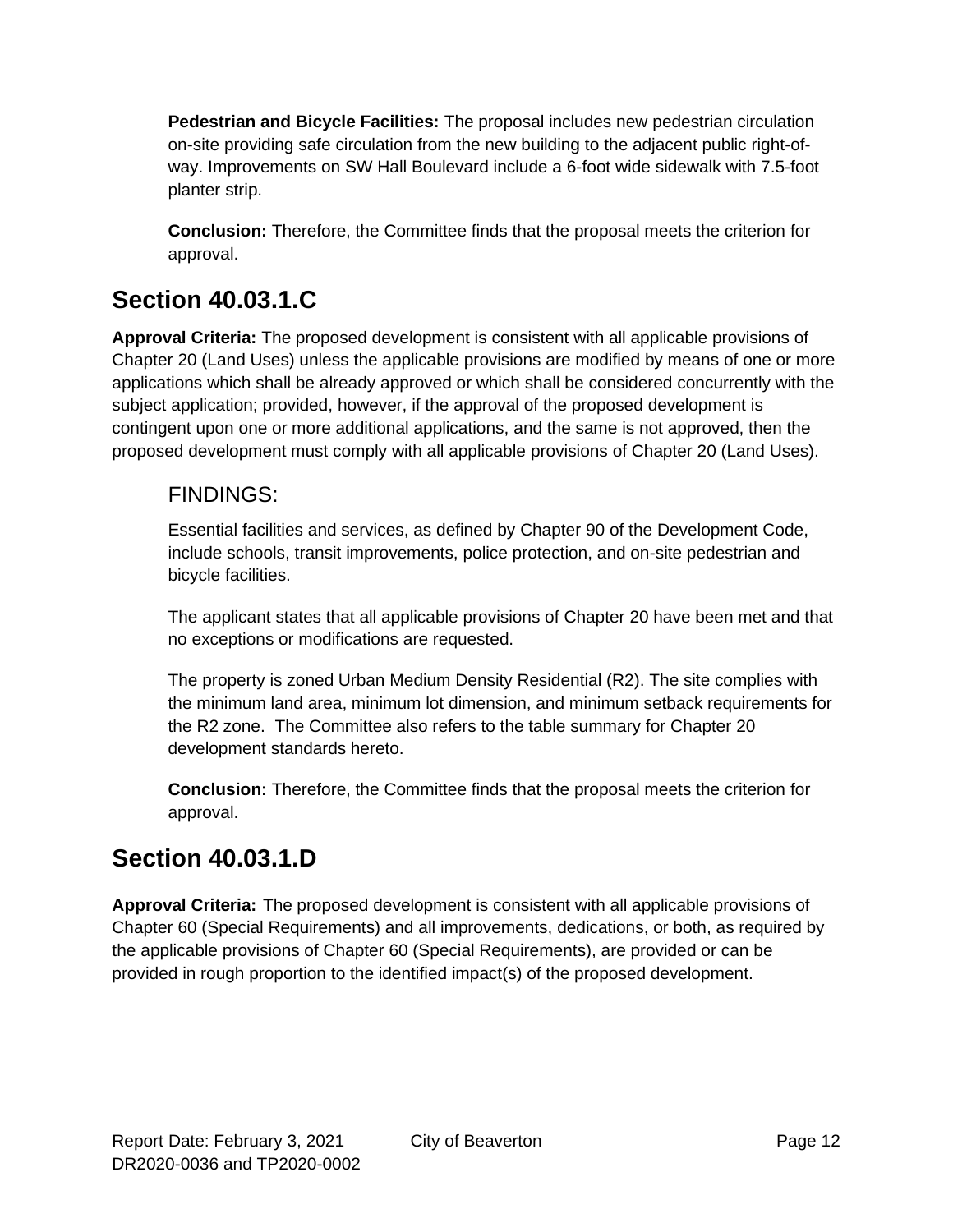**Pedestrian and Bicycle Facilities:** The proposal includes new pedestrian circulation on-site providing safe circulation from the new building to the adjacent public right-of-way. Improvements on SW Hall Boulevard include a 6-foot wide sidewalk with 7.5-foot planter strip.

**Conclusion:** Therefore, the Committee finds that the proposal meets the criterion for approval.

## Section 40.03.1.C

**Approval Criteria:** The proposed development is consistent with all applicable provisions of Chapter 20 (Land Uses) unless the applicable provisions are modified by means of one or more applications which shall be already approved or which shall be considered concurrently with the subject application; provided, however, if the approval of the proposed development is contingent upon one or more additional applications, and the same is not approved, then the proposed development must comply with all applicable provisions of Chapter 20 (Land Uses).

### FINDINGS:

Essential facilities and services, as defined by Chapter 90 of the Development Code, include schools, transit improvements, police protection, and on-site pedestrian and bicycle facilities.

The applicant states that all applicable provisions of Chapter 20 have been met and that no exceptions or modifications are requested.

The property is zoned Urban Medium Density Residential (R2). The site complies with the minimum land area, minimum lot dimension, and minimum setback requirements for the R2 zone. The Committee also refers to the table summary for Chapter 20 development standards hereto.

**Conclusion:** Therefore, the Committee finds that the proposal meets the criterion for approval.

## Section 40.03.1.D

**Approval Criteria:** The proposed development is consistent with all applicable provisions of Chapter 60 (Special Requirements) and all improvements, dedications, or both, as required by the applicable provisions of Chapter 60 (Special Requirements), are provided or can be provided in rough proportion to the identified impact(s) of the proposed development.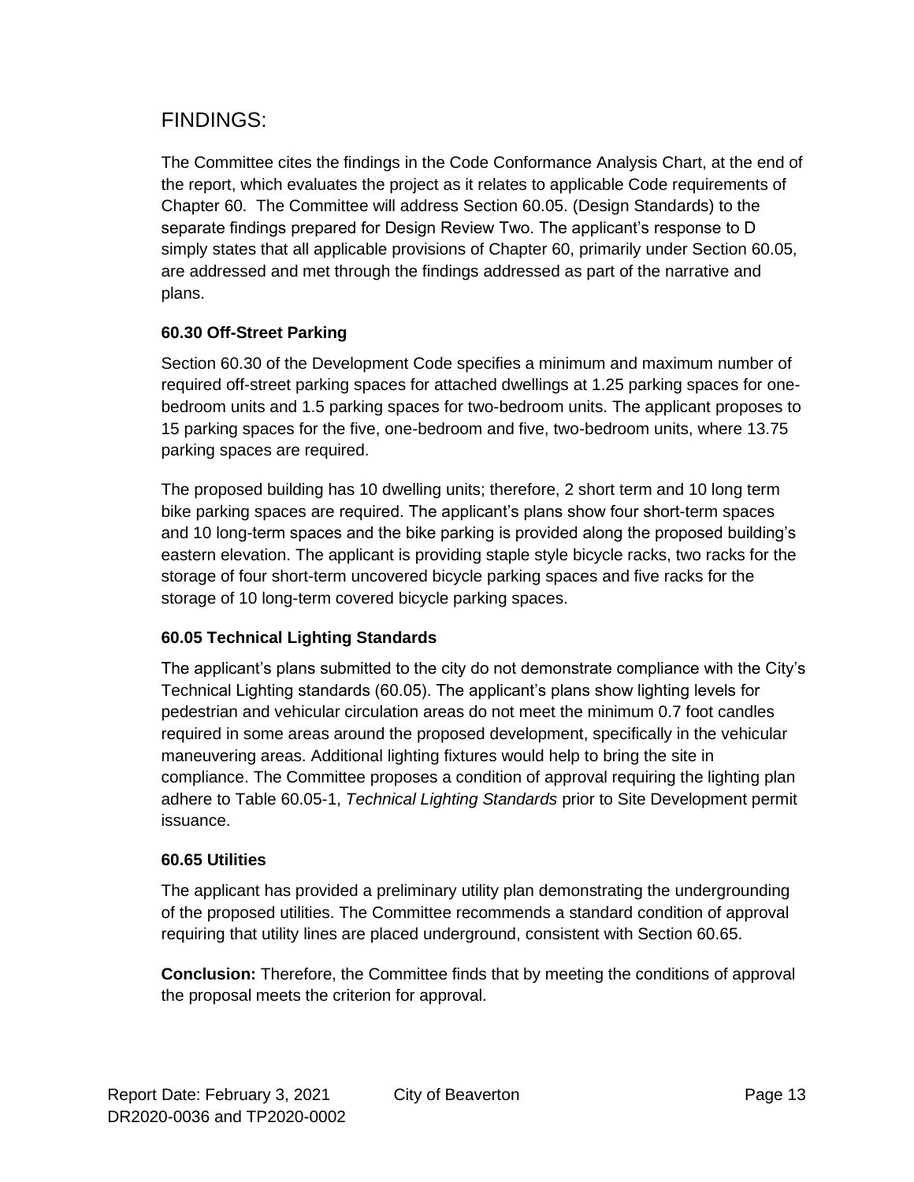# FINDINGS:

The Committee cites the findings in the Code Conformance Analysis Chart, at the end of the report, which evaluates the project as it relates to applicable Code requirements of Chapter 60. The Committee will address Section 60.05. (Design Standards) to the separate findings prepared for Design Review Two. The applicant's response to D simply states that all applicable provisions of Chapter 60, primarily under Section 60.05, are addressed and met through the findings addressed as part of the narrative and plans.

### 60.30 Off-Street Parking

Section 60.30 of the Development Code specifies a minimum and maximum number of required off-street parking spaces for attached dwellings at 1.25 parking spaces for one-bedroom units and 1.5 parking spaces for two-bedroom units. The applicant proposes to 15 parking spaces for the five, one-bedroom and five, two-bedroom units, where 13.75 parking spaces are required.

The proposed building has 10 dwelling units; therefore, 2 short term and 10 long term bike parking spaces are required. The applicant's plans show four short-term spaces and 10 long-term spaces and the bike parking is provided along the proposed building's eastern elevation. The applicant is providing staple style bicycle racks, two racks for the storage of four short-term uncovered bicycle parking spaces and five racks for the storage of 10 long-term covered bicycle parking spaces.

### 60.05 Technical Lighting Standards

The applicant's plans submitted to the city do not demonstrate compliance with the City's Technical Lighting standards (60.05). The applicant's plans show lighting levels for pedestrian and vehicular circulation areas do not meet the minimum 0.7 foot candles required in some areas around the proposed development, specifically in the vehicular maneuvering areas. Additional lighting fixtures would help to bring the site in compliance. The Committee proposes a condition of approval requiring the lighting plan adhere to Table 60.05-1, *Technical Lighting Standards* prior to Site Development permit issuance.

### 60.65 Utilities

The applicant has provided a preliminary utility plan demonstrating the undergrounding of the proposed utilities. The Committee recommends a standard condition of approval requiring that utility lines are placed underground, consistent with Section 60.65.

**Conclusion:** Therefore, the Committee finds that by meeting the conditions of approval the proposal meets the criterion for approval.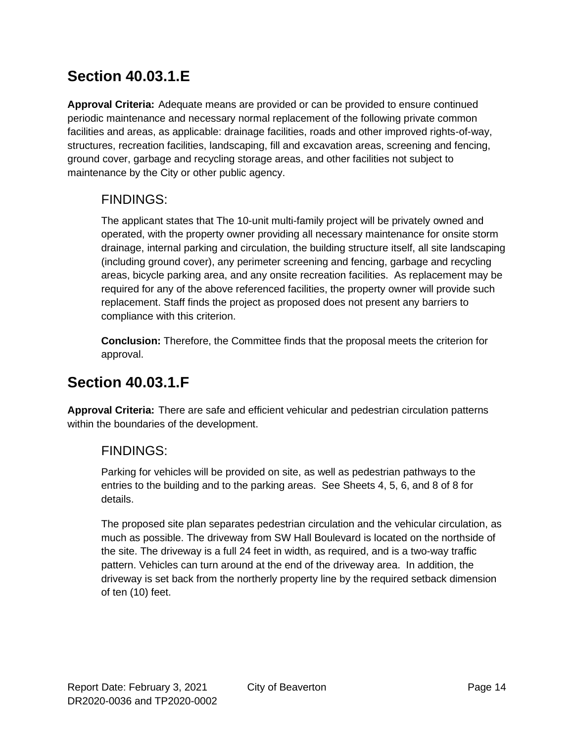## Section 40.03.1.E

**Approval Criteria:** Adequate means are provided or can be provided to ensure continued periodic maintenance and necessary normal replacement of the following private common facilities and areas, as applicable: drainage facilities, roads and other improved rights-of-way, structures, recreation facilities, landscaping, fill and excavation areas, screening and fencing, ground cover, garbage and recycling storage areas, and other facilities not subject to maintenance by the City or other public agency.

### FINDINGS:

The applicant states that The 10-unit multi-family project will be privately owned and operated, with the property owner providing all necessary maintenance for onsite storm drainage, internal parking and circulation, the building structure itself, all site landscaping (including ground cover), any perimeter screening and fencing, garbage and recycling areas, bicycle parking area, and any onsite recreation facilities. As replacement may be required for any of the above referenced facilities, the property owner will provide such replacement. Staff finds the project as proposed does not present any barriers to compliance with this criterion.

**Conclusion:** Therefore, the Committee finds that the proposal meets the criterion for approval.

## Section 40.03.1.F

**Approval Criteria:** There are safe and efficient vehicular and pedestrian circulation patterns within the boundaries of the development.

### FINDINGS:

Parking for vehicles will be provided on site, as well as pedestrian pathways to the entries to the building and to the parking areas. See Sheets 4, 5, 6, and 8 of 8 for details.

The proposed site plan separates pedestrian circulation and the vehicular circulation, as much as possible. The driveway from SW Hall Boulevard is located on the northside of the site. The driveway is a full 24 feet in width, as required, and is a two-way traffic pattern. Vehicles can turn around at the end of the driveway area. In addition, the driveway is set back from the northerly property line by the required setback dimension of ten (10) feet.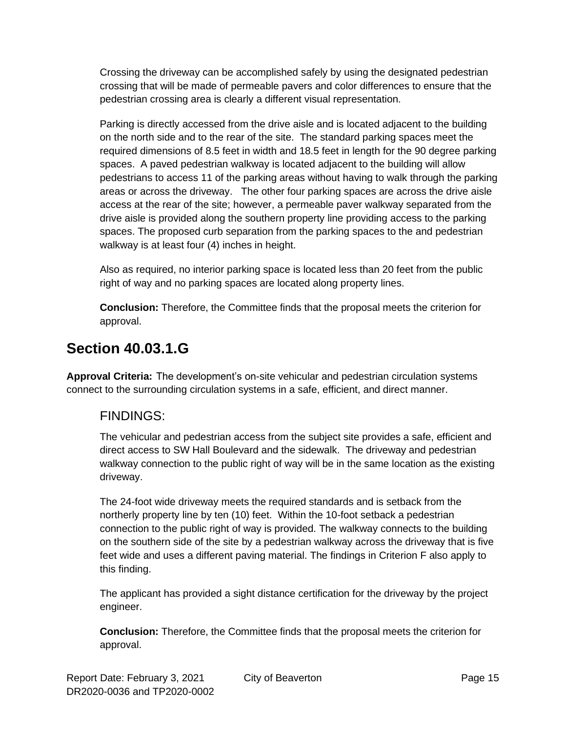Crossing the driveway can be accomplished safely by using the designated pedestrian crossing that will be made of permeable pavers and color differences to ensure that the pedestrian crossing area is clearly a different visual representation.

Parking is directly accessed from the drive aisle and is located adjacent to the building on the north side and to the rear of the site. The standard parking spaces meet the required dimensions of 8.5 feet in width and 18.5 feet in length for the 90 degree parking spaces. A paved pedestrian walkway is located adjacent to the building will allow pedestrians to access 11 of the parking areas without having to walk through the parking areas or across the driveway. The other four parking spaces are across the drive aisle access at the rear of the site; however, a permeable paver walkway separated from the drive aisle is provided along the southern property line providing access to the parking spaces. The proposed curb separation from the parking spaces to the and pedestrian walkway is at least four (4) inches in height.

Also as required, no interior parking space is located less than 20 feet from the public right of way and no parking spaces are located along property lines.

**Conclusion:** Therefore, the Committee finds that the proposal meets the criterion for approval.

## Section 40.03.1.G

**Approval Criteria:** The development's on-site vehicular and pedestrian circulation systems connect to the surrounding circulation systems in a safe, efficient, and direct manner.

### FINDINGS:

The vehicular and pedestrian access from the subject site provides a safe, efficient and direct access to SW Hall Boulevard and the sidewalk. The driveway and pedestrian walkway connection to the public right of way will be in the same location as the existing driveway.

The 24-foot wide driveway meets the required standards and is setback from the northerly property line by ten (10) feet. Within the 10-foot setback a pedestrian connection to the public right of way is provided. The walkway connects to the building on the southern side of the site by a pedestrian walkway across the driveway that is five feet wide and uses a different paving material. The findings in Criterion F also apply to this finding.

The applicant has provided a sight distance certification for the driveway by the project engineer.

**Conclusion:** Therefore, the Committee finds that the proposal meets the criterion for approval.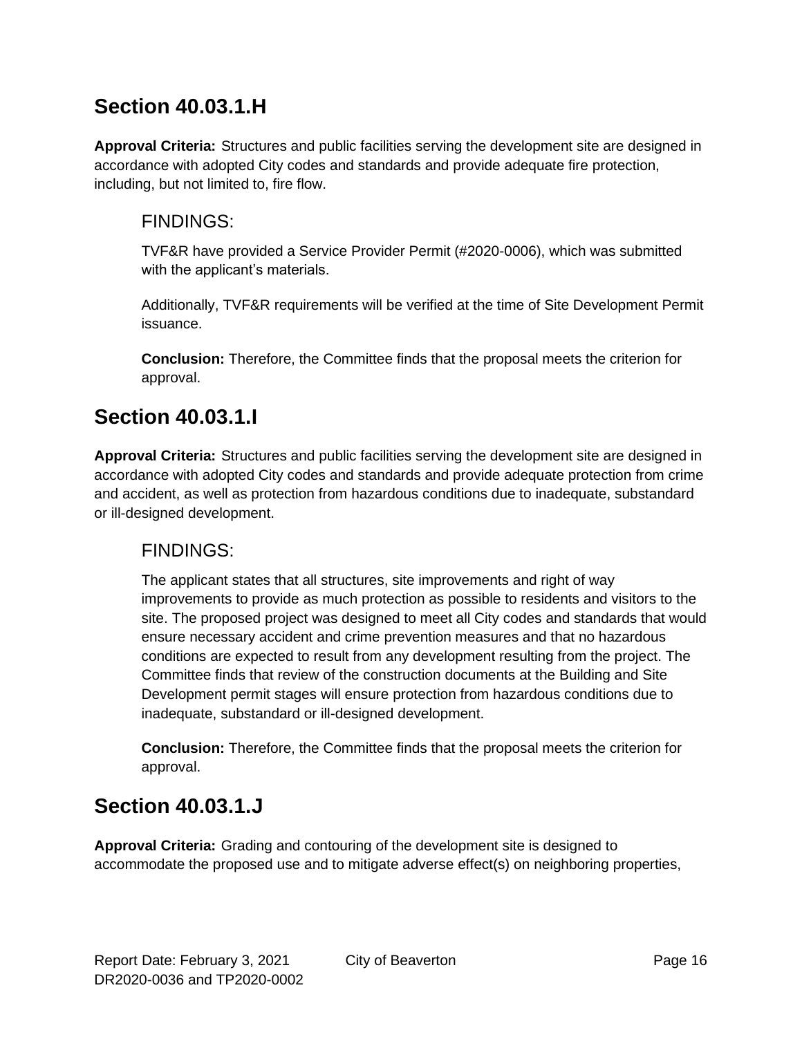## Section 40.03.1.H

**Approval Criteria:** Structures and public facilities serving the development site are designed in accordance with adopted City codes and standards and provide adequate fire protection, including, but not limited to, fire flow.

### FINDINGS:

TVF&R have provided a Service Provider Permit (#2020-0006), which was submitted with the applicant's materials.

Additionally, TVF&R requirements will be verified at the time of Site Development Permit issuance.

**Conclusion:** Therefore, the Committee finds that the proposal meets the criterion for approval.

## Section 40.03.1.I

**Approval Criteria:** Structures and public facilities serving the development site are designed in accordance with adopted City codes and standards and provide adequate protection from crime and accident, as well as protection from hazardous conditions due to inadequate, substandard or ill-designed development.

### FINDINGS:

The applicant states that all structures, site improvements and right of way improvements to provide as much protection as possible to residents and visitors to the site. The proposed project was designed to meet all City codes and standards that would ensure necessary accident and crime prevention measures and that no hazardous conditions are expected to result from any development resulting from the project. The Committee finds that review of the construction documents at the Building and Site Development permit stages will ensure protection from hazardous conditions due to inadequate, substandard or ill-designed development.

**Conclusion:** Therefore, the Committee finds that the proposal meets the criterion for approval.

## Section 40.03.1.J

**Approval Criteria:** Grading and contouring of the development site is designed to accommodate the proposed use and to mitigate adverse effect(s) on neighboring properties,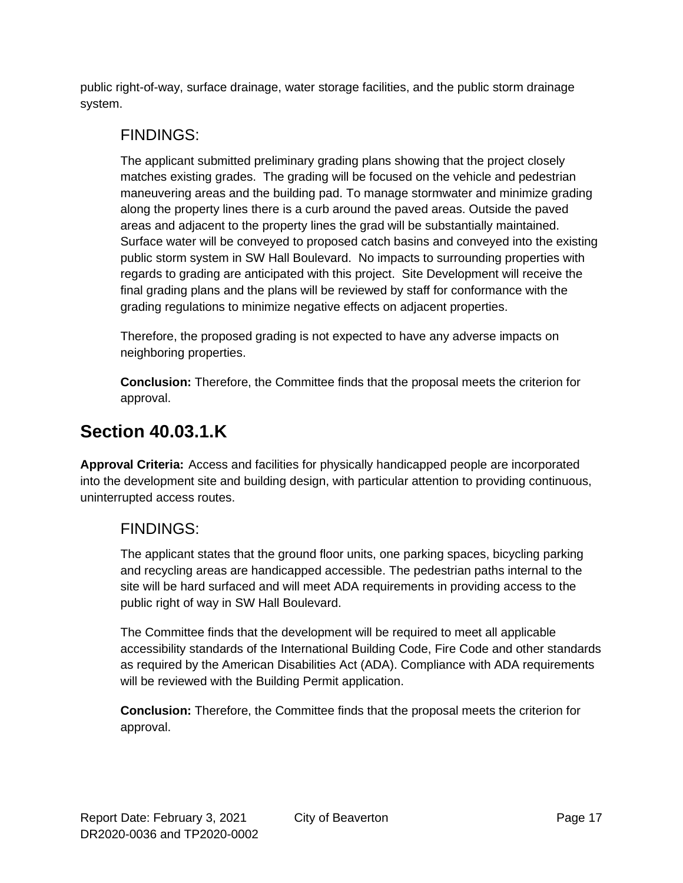public right-of-way, surface drainage, water storage facilities, and the public storm drainage system.

### FINDINGS:

The applicant submitted preliminary grading plans showing that the project closely matches existing grades. The grading will be focused on the vehicle and pedestrian maneuvering areas and the building pad. To manage stormwater and minimize grading along the property lines there is a curb around the paved areas. Outside the paved areas and adjacent to the property lines the grad will be substantially maintained. Surface water will be conveyed to proposed catch basins and conveyed into the existing public storm system in SW Hall Boulevard. No impacts to surrounding properties with regards to grading are anticipated with this project. Site Development will receive the final grading plans and the plans will be reviewed by staff for conformance with the grading regulations to minimize negative effects on adjacent properties.

Therefore, the proposed grading is not expected to have any adverse impacts on neighboring properties.

**Conclusion:** Therefore, the Committee finds that the proposal meets the criterion for approval.

## Section 40.03.1.K

**Approval Criteria:** Access and facilities for physically handicapped people are incorporated into the development site and building design, with particular attention to providing continuous, uninterrupted access routes.

### FINDINGS:

The applicant states that the ground floor units, one parking spaces, bicycling parking and recycling areas are handicapped accessible. The pedestrian paths internal to the site will be hard surfaced and will meet ADA requirements in providing access to the public right of way in SW Hall Boulevard.

The Committee finds that the development will be required to meet all applicable accessibility standards of the International Building Code, Fire Code and other standards as required by the American Disabilities Act (ADA). Compliance with ADA requirements will be reviewed with the Building Permit application.

**Conclusion:** Therefore, the Committee finds that the proposal meets the criterion for approval.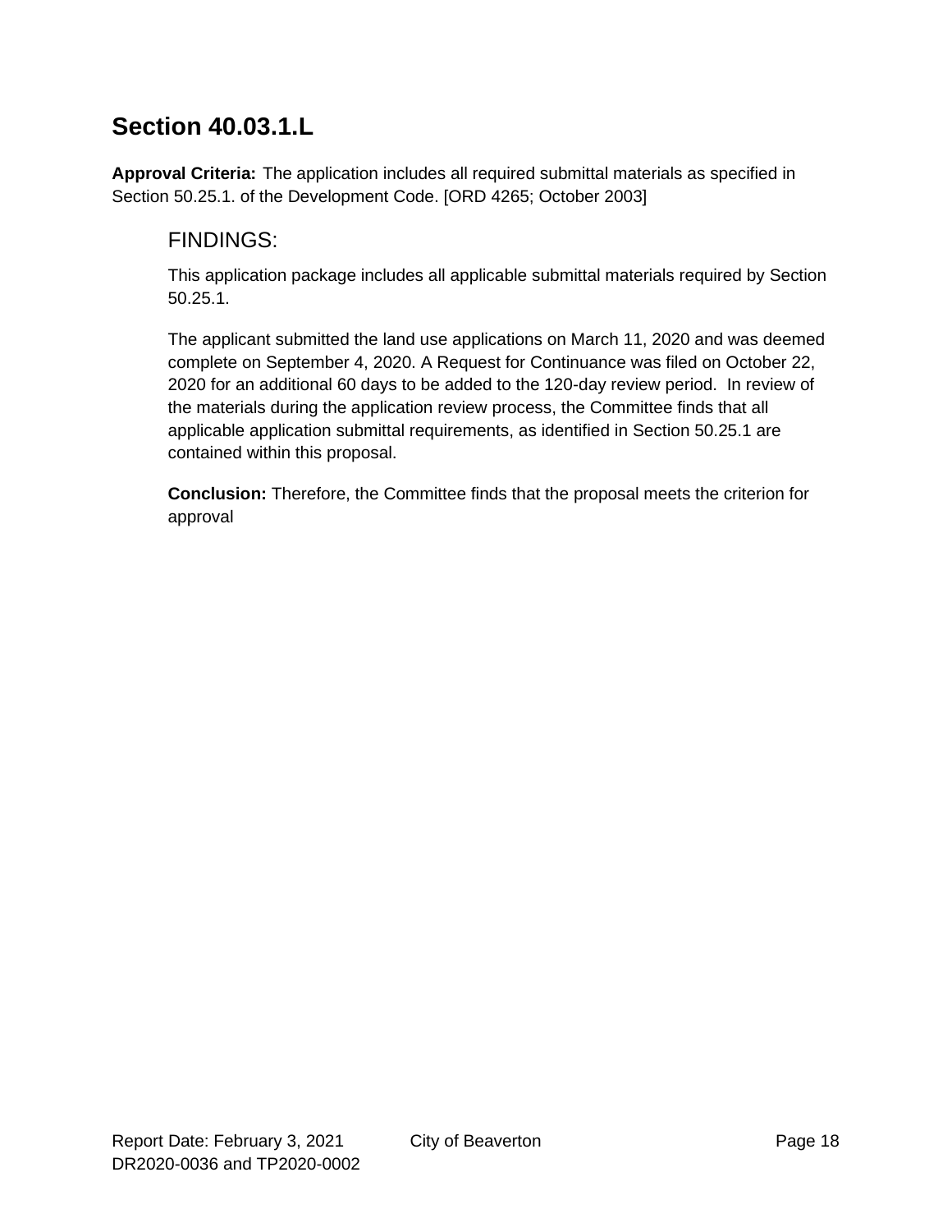## Section 40.03.1.L

**Approval Criteria:** The application includes all required submittal materials as specified in Section 50.25.1. of the Development Code. [ORD 4265; October 2003]

### FINDINGS:

This application package includes all applicable submittal materials required by Section 50.25.1.

The applicant submitted the land use applications on March 11, 2020 and was deemed complete on September 4, 2020. A Request for Continuance was filed on October 22, 2020 for an additional 60 days to be added to the 120-day review period. In review of the materials during the application review process, the Committee finds that all applicable application submittal requirements, as identified in Section 50.25.1 are contained within this proposal.

**Conclusion:** Therefore, the Committee finds that the proposal meets the criterion for approval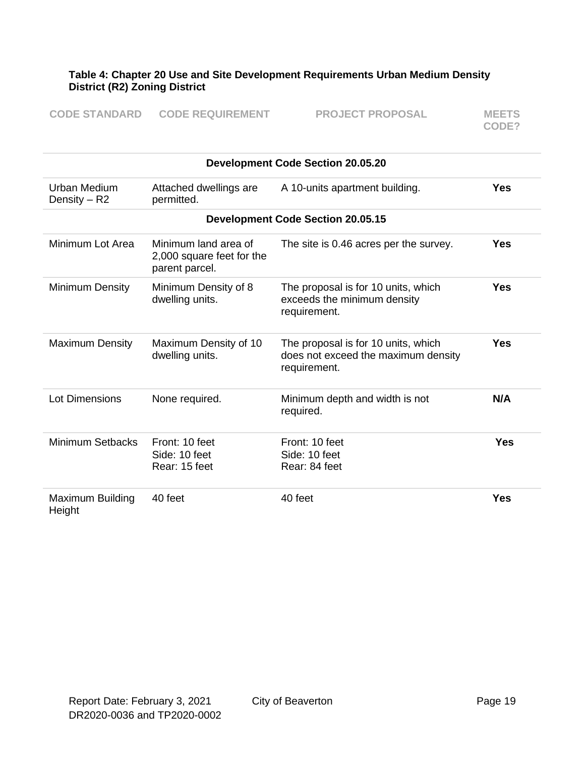**Table 4: Chapter 20 Use and Site Development Requirements Urban Medium Density District (R2) Zoning District**

| CODE STANDARD | CODE REQUIREMENT | PROJECT PROPOSAL | MEETS CODE? |
|---|---|---|---|
| **Development Code Section 20.05.20** | | | |
| Urban Medium Density – R2 | Attached dwellings are permitted. | A 10-units apartment building. | **Yes** |
| **Development Code Section 20.05.15** | | | |
| Minimum Lot Area | Minimum land area of 2,000 square feet for the parent parcel. | The site is 0.46 acres per the survey. | **Yes** |
| Minimum Density | Minimum Density of 8 dwelling units. | The proposal is for 10 units, which exceeds the minimum density requirement. | **Yes** |
| Maximum Density | Maximum Density of 10 dwelling units. | The proposal is for 10 units, which does not exceed the maximum density requirement. | **Yes** |
| Lot Dimensions | None required. | Minimum depth and width is not required. | **N/A** |
| Minimum Setbacks | Front: 10 feet<br>Side: 10 feet<br>Rear: 15 feet | Front: 10 feet<br>Side: 10 feet<br>Rear: 84 feet | **Yes** |
| Maximum Building Height | 40 feet | 40 feet | **Yes** |

Report Date: February 3, 2021 City of Beaverton
DR2020-0036 and TP2020-0002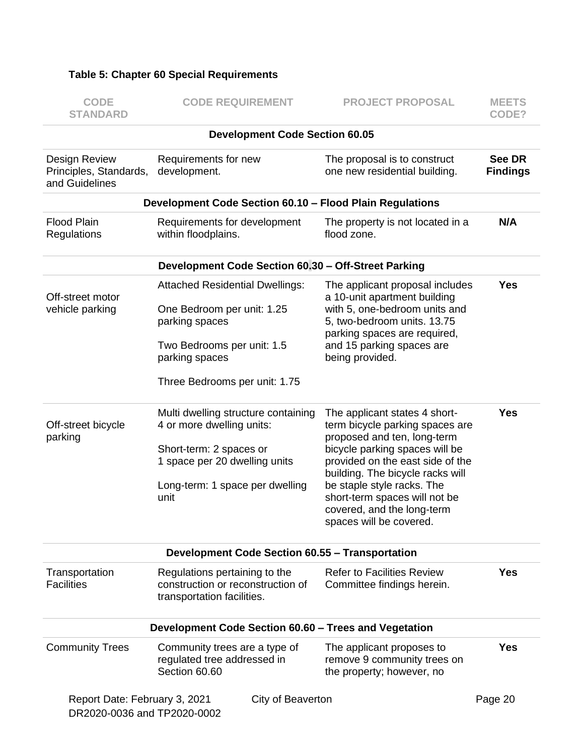**Table 5: Chapter 60 Special Requirements**

| CODE STANDARD | CODE REQUIREMENT | PROJECT PROPOSAL | MEETS CODE? |
|---|---|---|---|
| | **Development Code Section 60.05** | | |
| Design Review Principles, Standards, and Guidelines | Requirements for new development. | The proposal is to construct one new residential building. | **See DR Findings** |
| | **Development Code Section 60.10 – Flood Plain Regulations** | | |
| Flood Plain Regulations | Requirements for development within floodplains. | The property is not located in a flood zone. | **N/A** |
| | **Development Code Section 60.30 – Off-Street Parking** | | |
| Off-street motor vehicle parking | Attached Residential Dwellings:<br><br>One Bedroom per unit: 1.25 parking spaces<br><br>Two Bedrooms per unit: 1.5 parking spaces<br><br>Three Bedrooms per unit: 1.75 | The applicant proposal includes a 10-unit apartment building with 5, one-bedroom units and 5, two-bedroom units. 13.75 parking spaces are required, and 15 parking spaces are being provided. | **Yes** |
| Off-street bicycle parking | Multi dwelling structure containing 4 or more dwelling units:<br><br>Short-term: 2 spaces or 1 space per 20 dwelling units<br><br>Long-term: 1 space per dwelling unit | The applicant states 4 short-term bicycle parking spaces are proposed and ten, long-term bicycle parking spaces will be provided on the east side of the building. The bicycle racks will be staple style racks. The short-term spaces will not be covered, and the long-term spaces will be covered. | **Yes** |
| | **Development Code Section 60.55 – Transportation** | | |
| Transportation Facilities | Regulations pertaining to the construction or reconstruction of transportation facilities. | Refer to Facilities Review Committee findings herein. | **Yes** |
| | **Development Code Section 60.60 – Trees and Vegetation** | | |
| Community Trees | Community trees are a type of regulated tree addressed in Section 60.60 | The applicant proposes to remove 9 community trees on the property; however, no | **Yes** |

Report Date: February 3, 2021
DR2020-0036 and TP2020-0002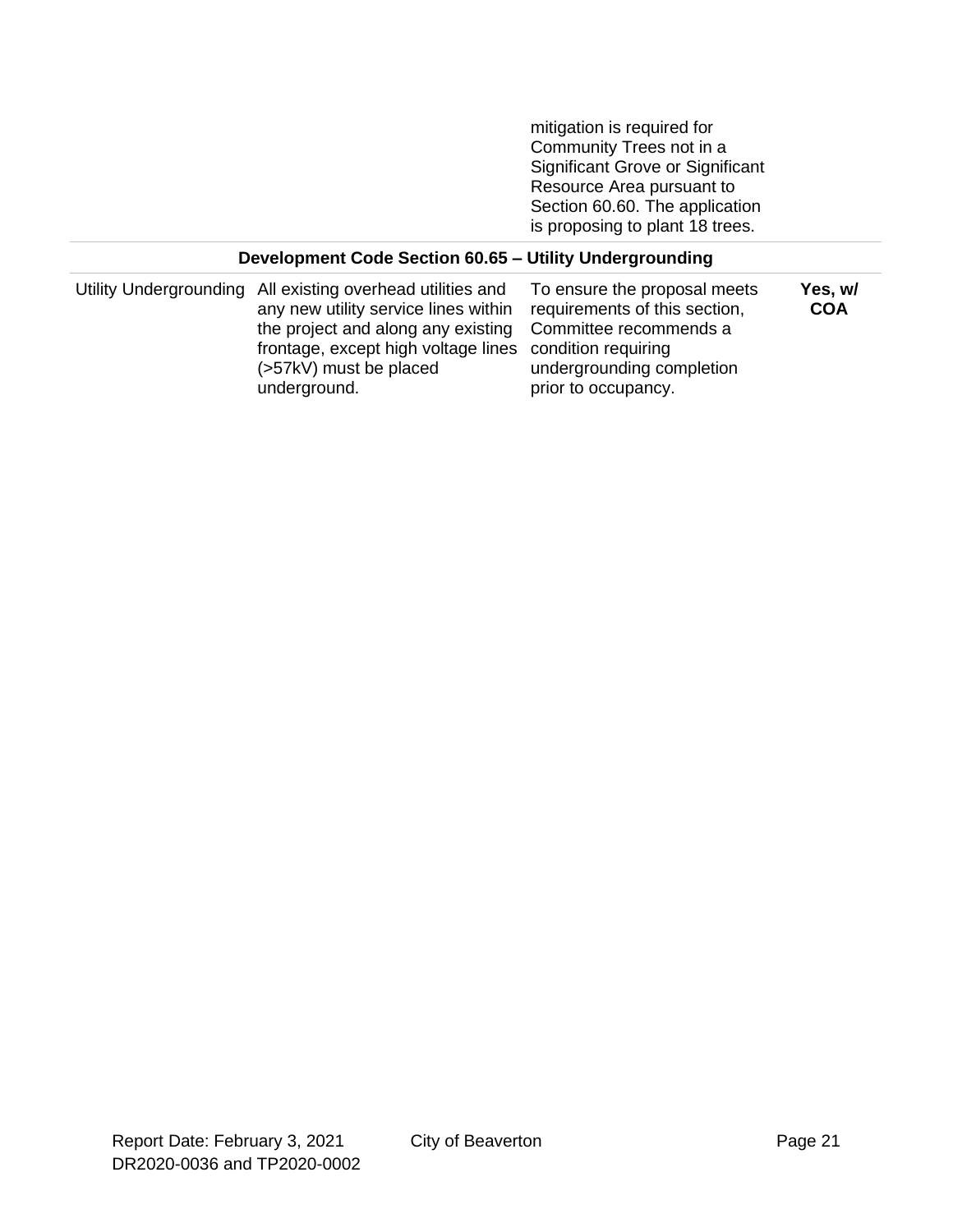| | | | |
|---|---|---|---|
| | | mitigation is required for Community Trees not in a Significant Grove or Significant Resource Area pursuant to Section 60.60. The application is proposing to plant 18 trees. | |
| **Development Code Section 60.65 – Utility Undergrounding** | | | |
| Utility Undergrounding | All existing overhead utilities and any new utility service lines within the project and along any existing frontage, except high voltage lines (>57kV) must be placed underground. | To ensure the proposal meets requirements of this section, Committee recommends a condition requiring undergrounding completion prior to occupancy. | **Yes, w/ COA** |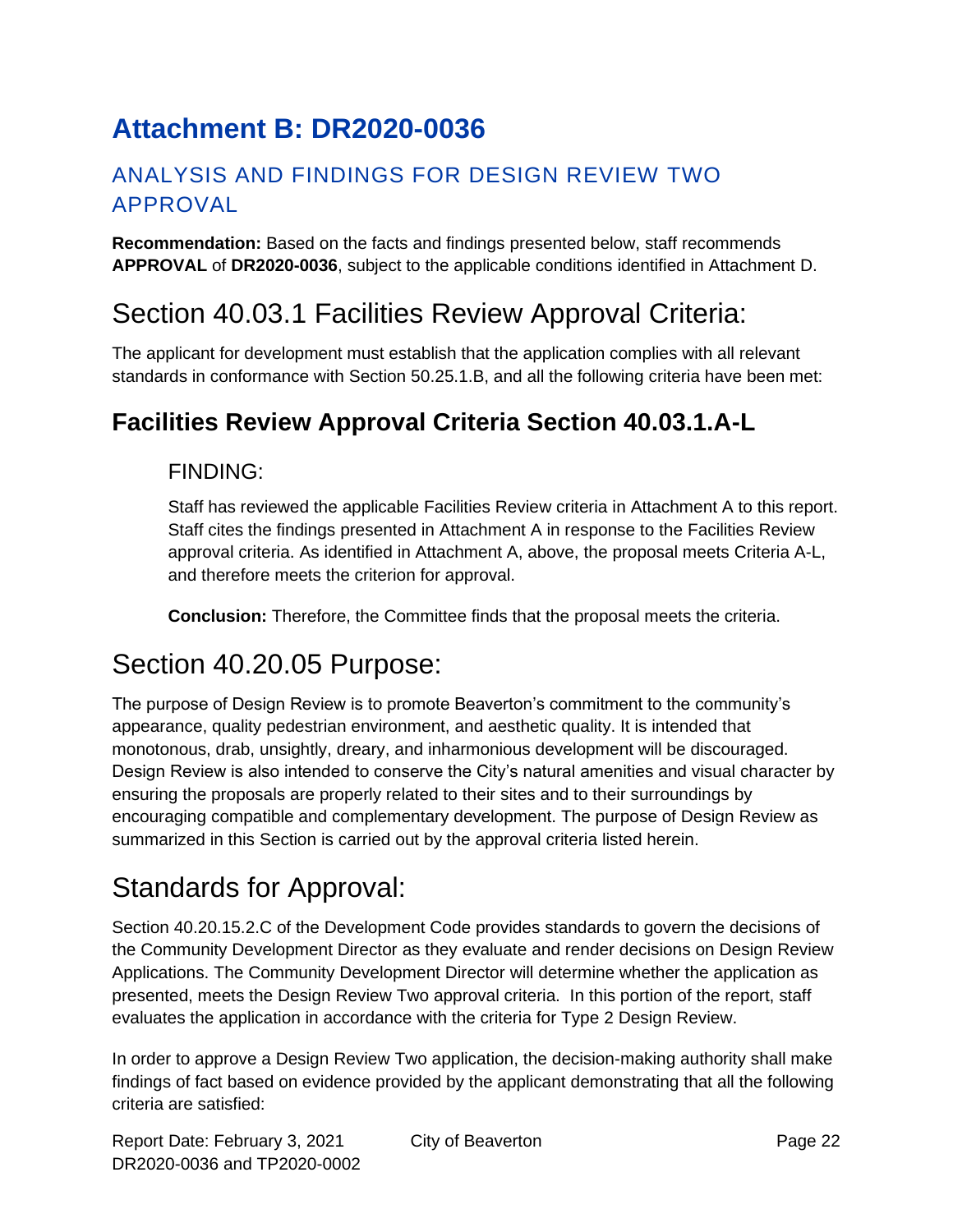# Attachment B: DR2020-0036

## ANALYSIS AND FINDINGS FOR DESIGN REVIEW TWO APPROVAL

**Recommendation:** Based on the facts and findings presented below, staff recommends **APPROVAL** of **DR2020-0036**, subject to the applicable conditions identified in Attachment D.

# Section 40.03.1 Facilities Review Approval Criteria:

The applicant for development must establish that the application complies with all relevant standards in conformance with Section 50.25.1.B, and all the following criteria have been met:

## Facilities Review Approval Criteria Section 40.03.1.A-L

### FINDING:

Staff has reviewed the applicable Facilities Review criteria in Attachment A to this report. Staff cites the findings presented in Attachment A in response to the Facilities Review approval criteria. As identified in Attachment A, above, the proposal meets Criteria A-L, and therefore meets the criterion for approval.

**Conclusion:** Therefore, the Committee finds that the proposal meets the criteria.

# Section 40.20.05 Purpose:

The purpose of Design Review is to promote Beaverton's commitment to the community's appearance, quality pedestrian environment, and aesthetic quality. It is intended that monotonous, drab, unsightly, dreary, and inharmonious development will be discouraged. Design Review is also intended to conserve the City's natural amenities and visual character by ensuring the proposals are properly related to their sites and to their surroundings by encouraging compatible and complementary development. The purpose of Design Review as summarized in this Section is carried out by the approval criteria listed herein.

# Standards for Approval:

Section 40.20.15.2.C of the Development Code provides standards to govern the decisions of the Community Development Director as they evaluate and render decisions on Design Review Applications. The Community Development Director will determine whether the application as presented, meets the Design Review Two approval criteria. In this portion of the report, staff evaluates the application in accordance with the criteria for Type 2 Design Review.

In order to approve a Design Review Two application, the decision-making authority shall make findings of fact based on evidence provided by the applicant demonstrating that all the following criteria are satisfied: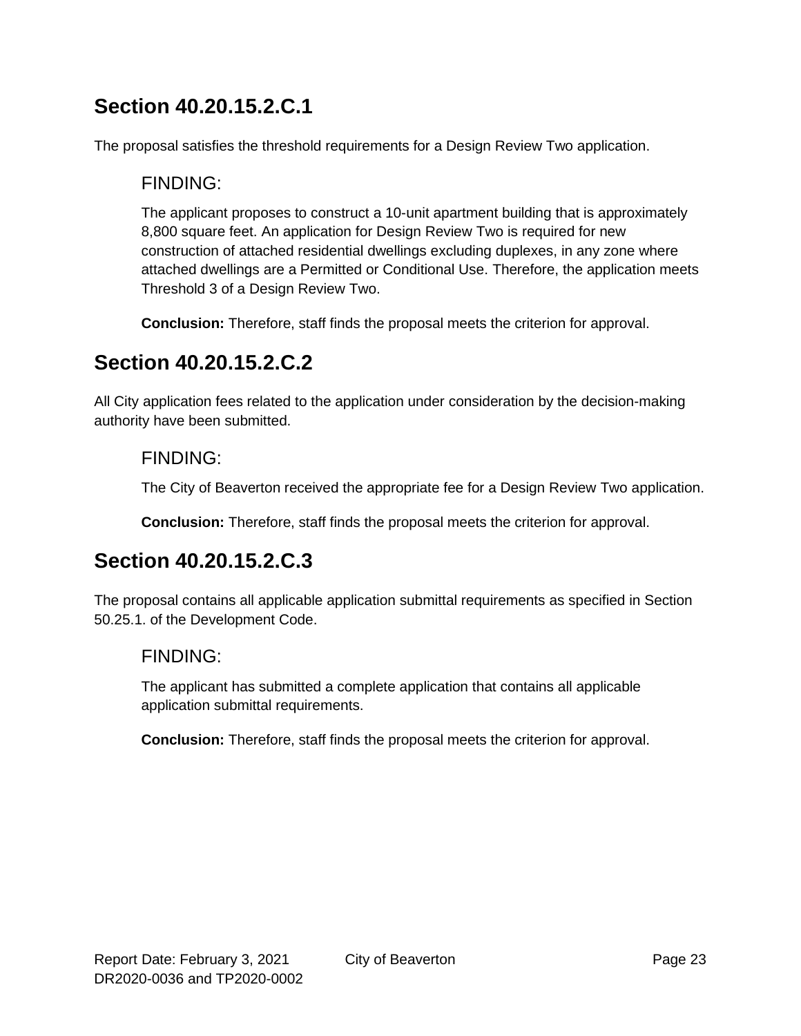## Section 40.20.15.2.C.1

The proposal satisfies the threshold requirements for a Design Review Two application.

### FINDING:

The applicant proposes to construct a 10-unit apartment building that is approximately 8,800 square feet. An application for Design Review Two is required for new construction of attached residential dwellings excluding duplexes, in any zone where attached dwellings are a Permitted or Conditional Use. Therefore, the application meets Threshold 3 of a Design Review Two.

**Conclusion:** Therefore, staff finds the proposal meets the criterion for approval.

## Section 40.20.15.2.C.2

All City application fees related to the application under consideration by the decision-making authority have been submitted.

### FINDING:

The City of Beaverton received the appropriate fee for a Design Review Two application.

**Conclusion:** Therefore, staff finds the proposal meets the criterion for approval.

## Section 40.20.15.2.C.3

The proposal contains all applicable application submittal requirements as specified in Section 50.25.1. of the Development Code.

### FINDING:

The applicant has submitted a complete application that contains all applicable application submittal requirements.

**Conclusion:** Therefore, staff finds the proposal meets the criterion for approval.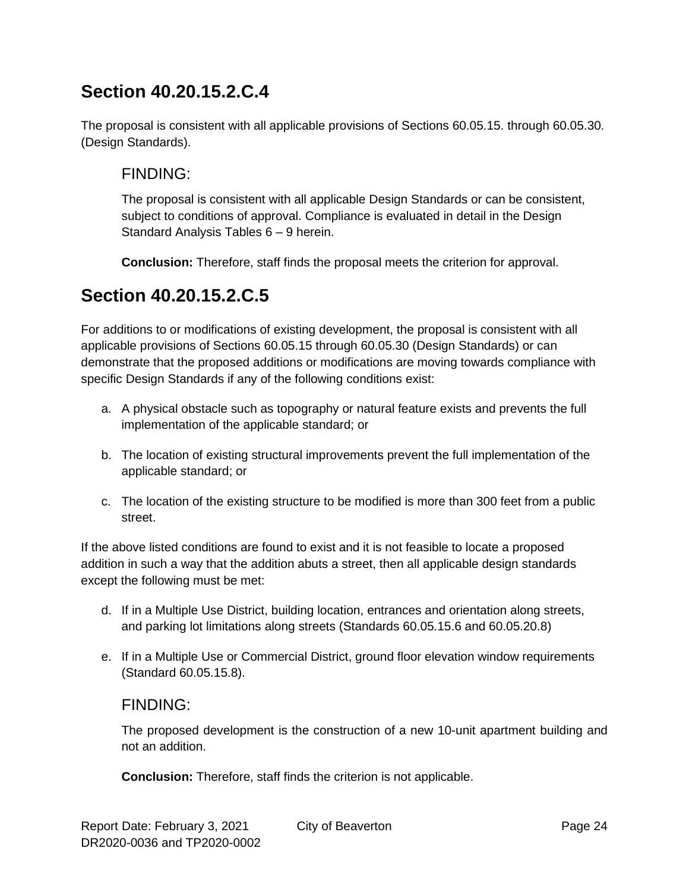## Section 40.20.15.2.C.4

The proposal is consistent with all applicable provisions of Sections 60.05.15. through 60.05.30. (Design Standards).

### FINDING:

The proposal is consistent with all applicable Design Standards or can be consistent, subject to conditions of approval. Compliance is evaluated in detail in the Design Standard Analysis Tables 6 – 9 herein.

**Conclusion:** Therefore, staff finds the proposal meets the criterion for approval.

## Section 40.20.15.2.C.5

For additions to or modifications of existing development, the proposal is consistent with all applicable provisions of Sections 60.05.15 through 60.05.30 (Design Standards) or can demonstrate that the proposed additions or modifications are moving towards compliance with specific Design Standards if any of the following conditions exist:

a. A physical obstacle such as topography or natural feature exists and prevents the full implementation of the applicable standard; or

b. The location of existing structural improvements prevent the full implementation of the applicable standard; or

c. The location of the existing structure to be modified is more than 300 feet from a public street.

If the above listed conditions are found to exist and it is not feasible to locate a proposed addition in such a way that the addition abuts a street, then all applicable design standards except the following must be met:

d. If in a Multiple Use District, building location, entrances and orientation along streets, and parking lot limitations along streets (Standards 60.05.15.6 and 60.05.20.8)

e. If in a Multiple Use or Commercial District, ground floor elevation window requirements (Standard 60.05.15.8).

### FINDING:

The proposed development is the construction of a new 10-unit apartment building and not an addition.

**Conclusion:** Therefore, staff finds the criterion is not applicable.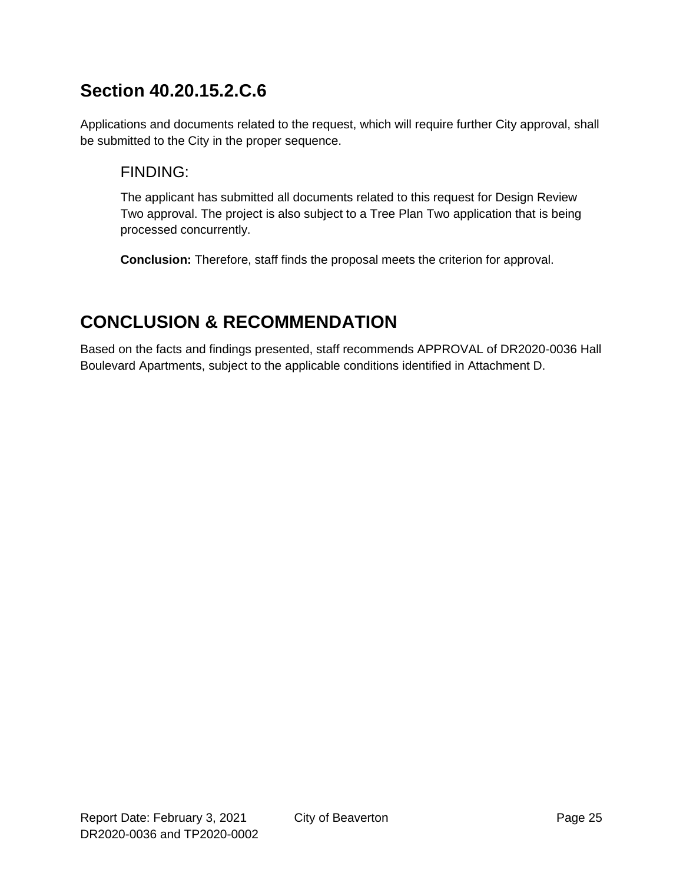## Section 40.20.15.2.C.6

Applications and documents related to the request, which will require further City approval, shall be submitted to the City in the proper sequence.

### FINDING:

The applicant has submitted all documents related to this request for Design Review Two approval. The project is also subject to a Tree Plan Two application that is being processed concurrently.

**Conclusion:** Therefore, staff finds the proposal meets the criterion for approval.

## CONCLUSION & RECOMMENDATION

Based on the facts and findings presented, staff recommends APPROVAL of DR2020-0036 Hall Boulevard Apartments, subject to the applicable conditions identified in Attachment D.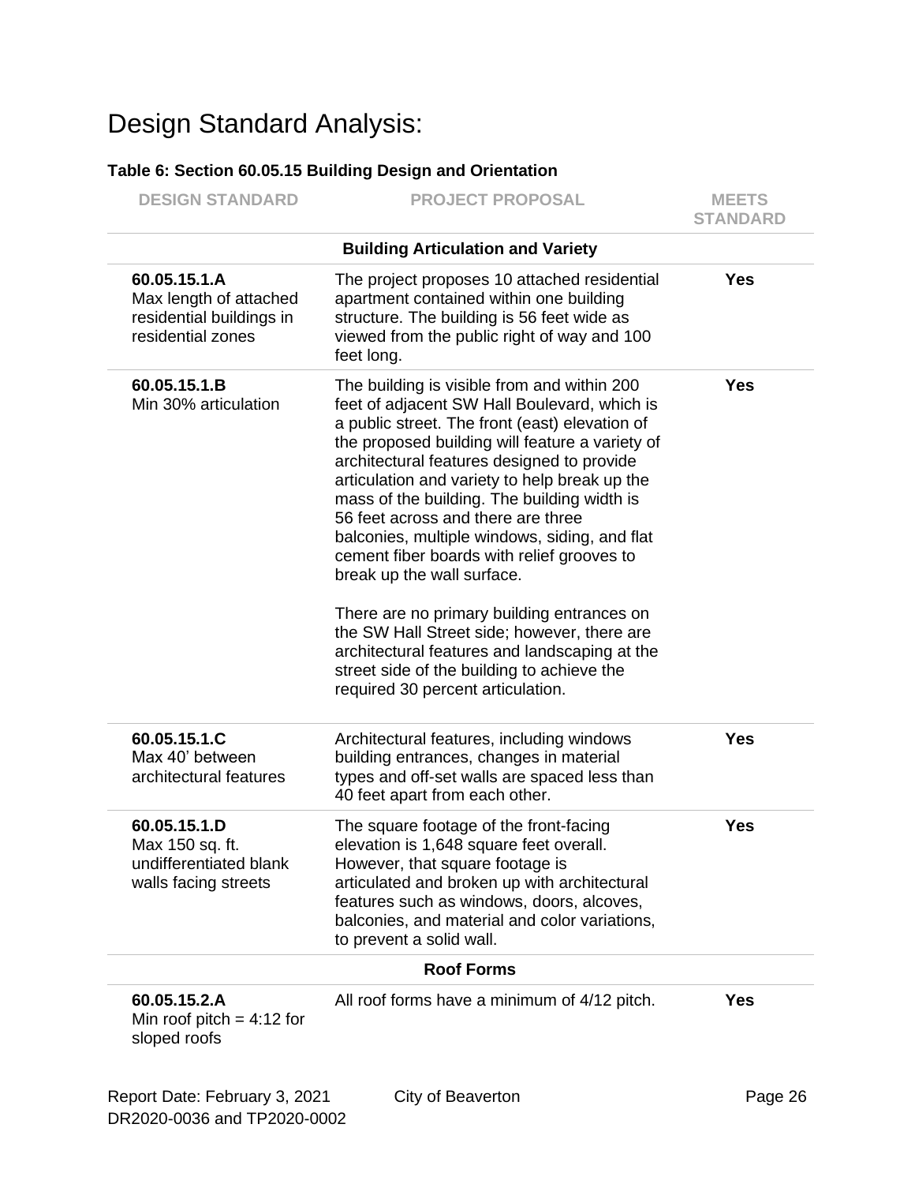# Design Standard Analysis:

**Table 6: Section 60.05.15 Building Design and Orientation**

| DESIGN STANDARD | PROJECT PROPOSAL | MEETS STANDARD |
|---|---|---|
| | **Building Articulation and Variety** | |
| **60.05.15.1.A** Max length of attached residential buildings in residential zones | The project proposes 10 attached residential apartment contained within one building structure. The building is 56 feet wide as viewed from the public right of way and 100 feet long. | **Yes** |
| **60.05.15.1.B** Min 30% articulation | The building is visible from and within 200 feet of adjacent SW Hall Boulevard, which is a public street. The front (east) elevation of the proposed building will feature a variety of architectural features designed to provide articulation and variety to help break up the mass of the building. The building width is 56 feet across and there are three balconies, multiple windows, siding, and flat cement fiber boards with relief grooves to break up the wall surface.<br><br>There are no primary building entrances on the SW Hall Street side; however, there are architectural features and landscaping at the street side of the building to achieve the required 30 percent articulation. | **Yes** |
| **60.05.15.1.C** Max 40' between architectural features | Architectural features, including windows building entrances, changes in material types and off-set walls are spaced less than 40 feet apart from each other. | **Yes** |
| **60.05.15.1.D** Max 150 sq. ft. undifferentiated blank walls facing streets | The square footage of the front-facing elevation is 1,648 square feet overall. However, that square footage is articulated and broken up with architectural features such as windows, doors, alcoves, balconies, and material and color variations, to prevent a solid wall. | **Yes** |
| | **Roof Forms** | |
| **60.05.15.2.A** Min roof pitch = 4:12 for sloped roofs | All roof forms have a minimum of 4/12 pitch. | **Yes** |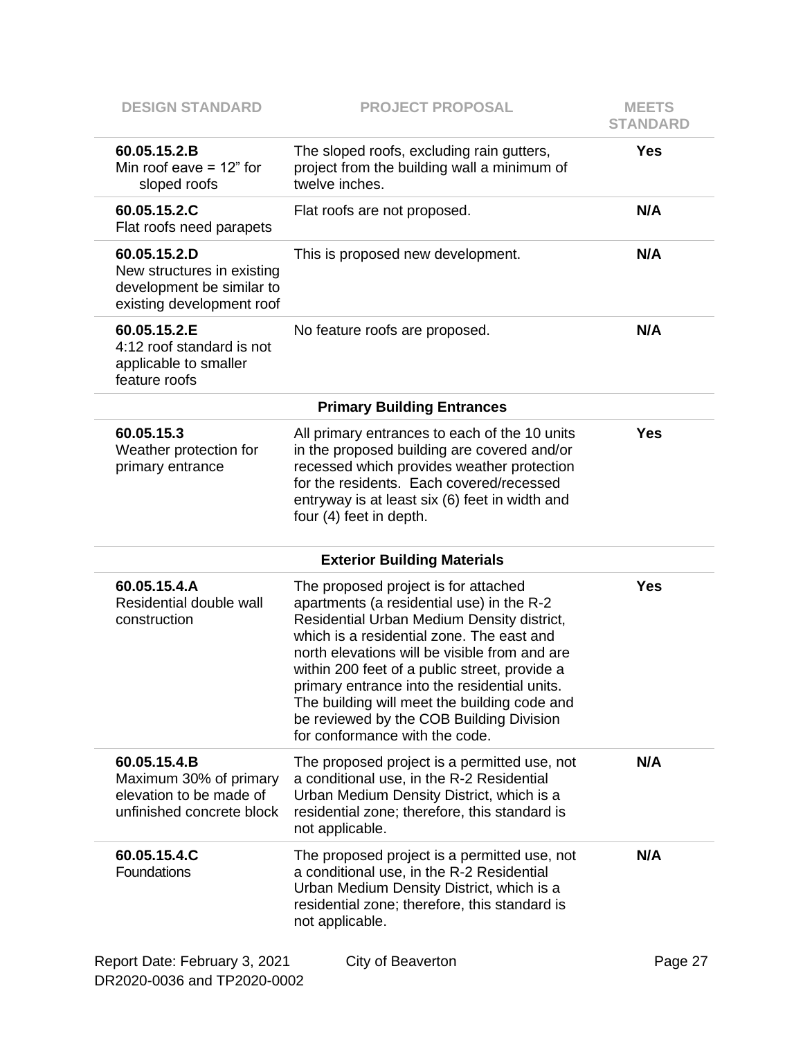| DESIGN STANDARD | PROJECT PROPOSAL | MEETS STANDARD |
| --- | --- | --- |
| **60.05.15.2.B** Min roof eave = 12" for sloped roofs | The sloped roofs, excluding rain gutters, project from the building wall a minimum of twelve inches. | **Yes** |
| **60.05.15.2.C** Flat roofs need parapets | Flat roofs are not proposed. | **N/A** |
| **60.05.15.2.D** New structures in existing development be similar to existing development roof | This is proposed new development. | **N/A** |
| **60.05.15.2.E** 4:12 roof standard is not applicable to smaller feature roofs | No feature roofs are proposed. | **N/A** |
| | **Primary Building Entrances** | |
| **60.05.15.3** Weather protection for primary entrance | All primary entrances to each of the 10 units in the proposed building are covered and/or recessed which provides weather protection for the residents. Each covered/recessed entryway is at least six (6) feet in width and four (4) feet in depth. | **Yes** |
| | **Exterior Building Materials** | |
| **60.05.15.4.A** Residential double wall construction | The proposed project is for attached apartments (a residential use) in the R-2 Residential Urban Medium Density district, which is a residential zone. The east and north elevations will be visible from and are within 200 feet of a public street, provide a primary entrance into the residential units. The building will meet the building code and be reviewed by the COB Building Division for conformance with the code. | **Yes** |
| **60.05.15.4.B** Maximum 30% of primary elevation to be made of unfinished concrete block | The proposed project is a permitted use, not a conditional use, in the R-2 Residential Urban Medium Density District, which is a residential zone; therefore, this standard is not applicable. | **N/A** |
| **60.05.15.4.C** Foundations | The proposed project is a permitted use, not a conditional use, in the R-2 Residential Urban Medium Density District, which is a residential zone; therefore, this standard is not applicable. | **N/A** |

Report Date: February 3, 2021 City of Beaverton
DR2020-0036 and TP2020-0002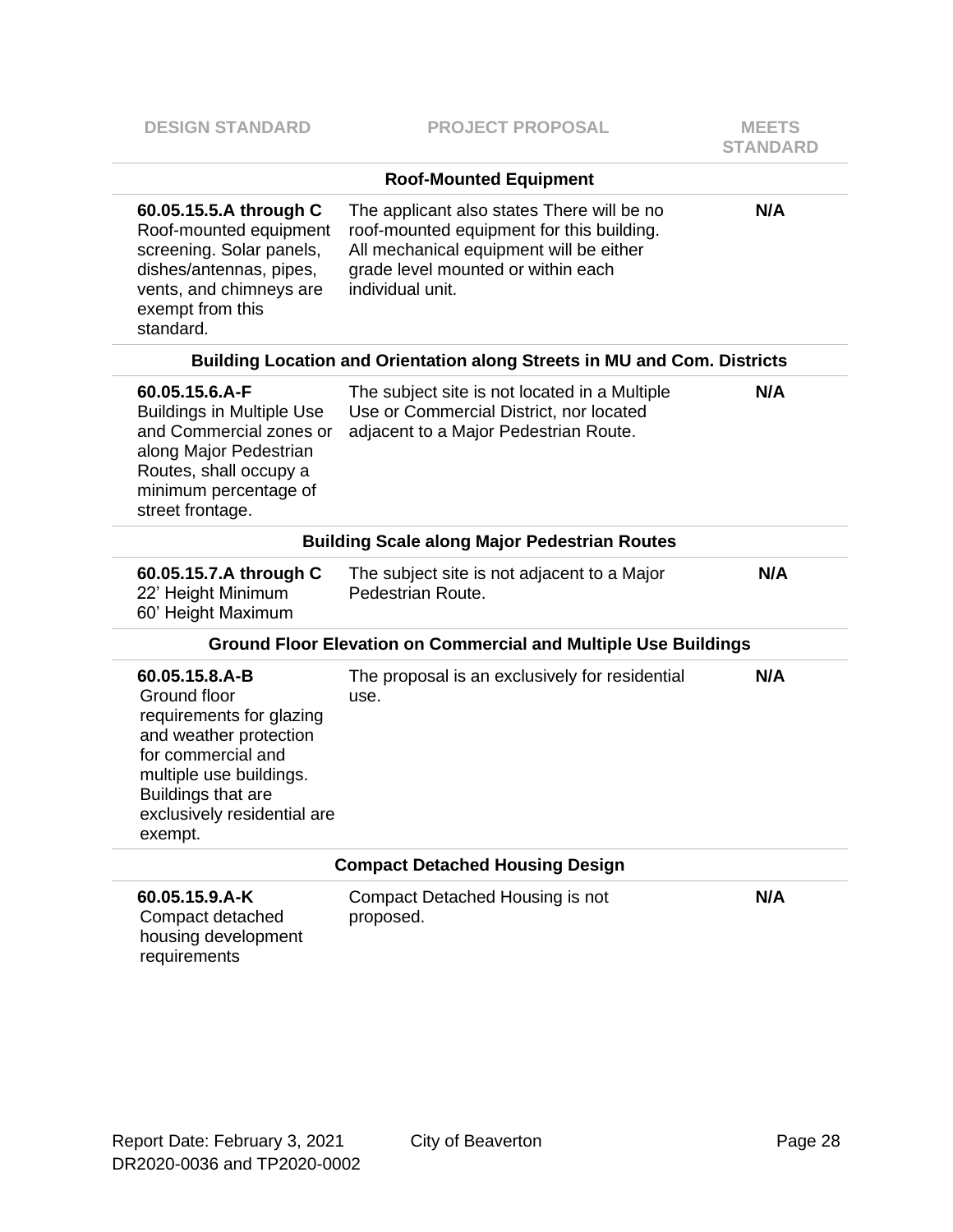| DESIGN STANDARD | PROJECT PROPOSAL | MEETS STANDARD |
|---|---|---|
| | **Roof-Mounted Equipment** | |
| **60.05.15.5.A through C** Roof-mounted equipment screening. Solar panels, dishes/antennas, pipes, vents, and chimneys are exempt from this standard. | The applicant also states There will be no roof-mounted equipment for this building. All mechanical equipment will be either grade level mounted or within each individual unit. | **N/A** |
| | **Building Location and Orientation along Streets in MU and Com. Districts** | |
| **60.05.15.6.A-F** Buildings in Multiple Use and Commercial zones or along Major Pedestrian Routes, shall occupy a minimum percentage of street frontage. | The subject site is not located in a Multiple Use or Commercial District, nor located adjacent to a Major Pedestrian Route. | **N/A** |
| | **Building Scale along Major Pedestrian Routes** | |
| **60.05.15.7.A through C** 22' Height Minimum 60' Height Maximum | The subject site is not adjacent to a Major Pedestrian Route. | **N/A** |
| | **Ground Floor Elevation on Commercial and Multiple Use Buildings** | |
| **60.05.15.8.A-B** Ground floor requirements for glazing and weather protection for commercial and multiple use buildings. Buildings that are exclusively residential are exempt. | The proposal is an exclusively for residential use. | **N/A** |
| | **Compact Detached Housing Design** | |
| **60.05.15.9.A-K** Compact detached housing development requirements | Compact Detached Housing is not proposed. | **N/A** |

Report Date: February 3, 2021 City of Beaverton
DR2020-0036 and TP2020-0002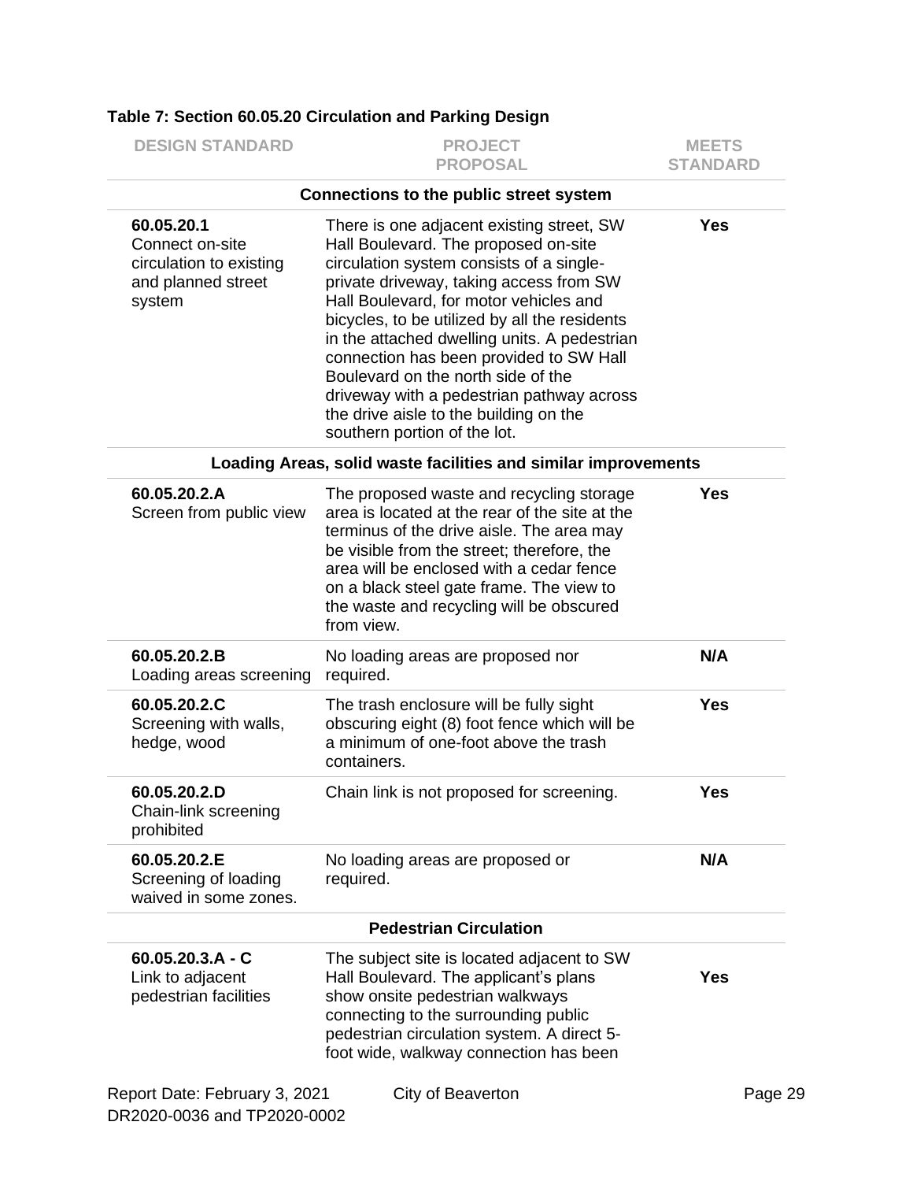**Table 7: Section 60.05.20 Circulation and Parking Design**

| DESIGN STANDARD | PROJECT PROPOSAL | MEETS STANDARD |
|---|---|---|
| | **Connections to the public street system** | |
| **60.05.20.1** Connect on-site circulation to existing and planned street system | There is one adjacent existing street, SW Hall Boulevard. The proposed on-site circulation system consists of a single-private driveway, taking access from SW Hall Boulevard, for motor vehicles and bicycles, to be utilized by all the residents in the attached dwelling units. A pedestrian connection has been provided to SW Hall Boulevard on the north side of the driveway with a pedestrian pathway across the drive aisle to the building on the southern portion of the lot. | **Yes** |
| | **Loading Areas, solid waste facilities and similar improvements** | |
| **60.05.20.2.A** Screen from public view | The proposed waste and recycling storage area is located at the rear of the site at the terminus of the drive aisle. The area may be visible from the street; therefore, the area will be enclosed with a cedar fence on a black steel gate frame. The view to the waste and recycling will be obscured from view. | **Yes** |
| **60.05.20.2.B** Loading areas screening | No loading areas are proposed nor required. | **N/A** |
| **60.05.20.2.C** Screening with walls, hedge, wood | The trash enclosure will be fully sight obscuring eight (8) foot fence which will be a minimum of one-foot above the trash containers. | **Yes** |
| **60.05.20.2.D** Chain-link screening prohibited | Chain link is not proposed for screening. | **Yes** |
| **60.05.20.2.E** Screening of loading waived in some zones. | No loading areas are proposed or required. | **N/A** |
| | **Pedestrian Circulation** | |
| **60.05.20.3.A - C** Link to adjacent pedestrian facilities | The subject site is located adjacent to SW Hall Boulevard. The applicant's plans show onsite pedestrian walkways connecting to the surrounding public pedestrian circulation system. A direct 5-foot wide, walkway connection has been | **Yes** |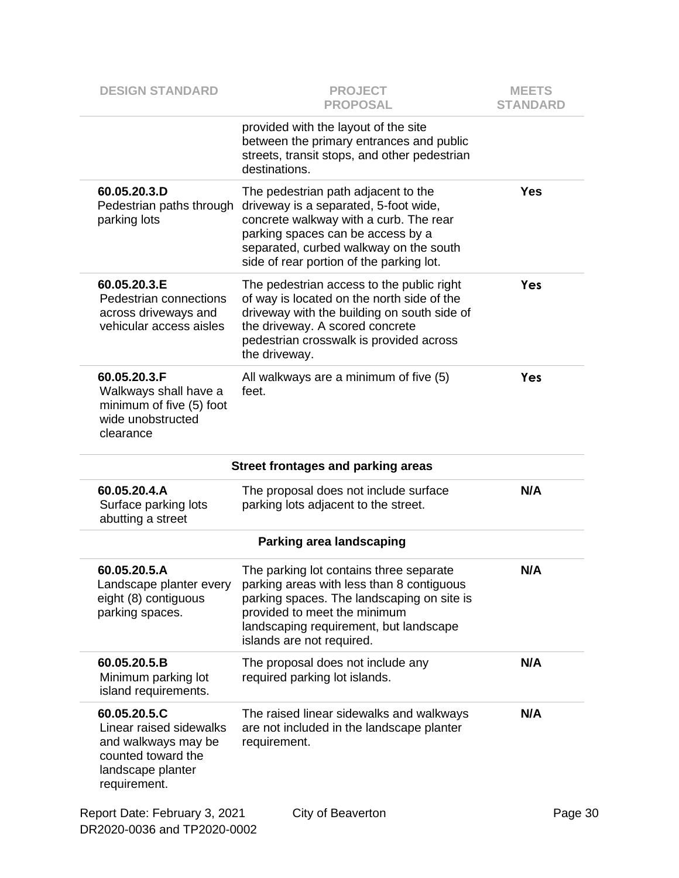| DESIGN STANDARD | PROJECT PROPOSAL | MEETS STANDARD |
|---|---|---|
| | provided with the layout of the site between the primary entrances and public streets, transit stops, and other pedestrian destinations. | |
| **60.05.20.3.D** Pedestrian paths through parking lots | The pedestrian path adjacent to the driveway is a separated, 5-foot wide, concrete walkway with a curb. The rear parking spaces can be access by a separated, curbed walkway on the south side of rear portion of the parking lot. | **Yes** |
| **60.05.20.3.E** Pedestrian connections across driveways and vehicular access aisles | The pedestrian access to the public right of way is located on the north side of the driveway with the building on south side of the driveway. A scored concrete pedestrian crosswalk is provided across the driveway. | **Yes** |
| **60.05.20.3.F** Walkways shall have a minimum of five (5) foot wide unobstructed clearance | All walkways are a minimum of five (5) feet. | **Yes** |
| | **Street frontages and parking areas** | |
| **60.05.20.4.A** Surface parking lots abutting a street | The proposal does not include surface parking lots adjacent to the street. | **N/A** |
| | **Parking area landscaping** | |
| **60.05.20.5.A** Landscape planter every eight (8) contiguous parking spaces. | The parking lot contains three separate parking areas with less than 8 contiguous parking spaces. The landscaping on site is provided to meet the minimum landscaping requirement, but landscape islands are not required. | **N/A** |
| **60.05.20.5.B** Minimum parking lot island requirements. | The proposal does not include any required parking lot islands. | **N/A** |
| **60.05.20.5.C** Linear raised sidewalks and walkways may be counted toward the landscape planter requirement. | The raised linear sidewalks and walkways are not included in the landscape planter requirement. | **N/A** |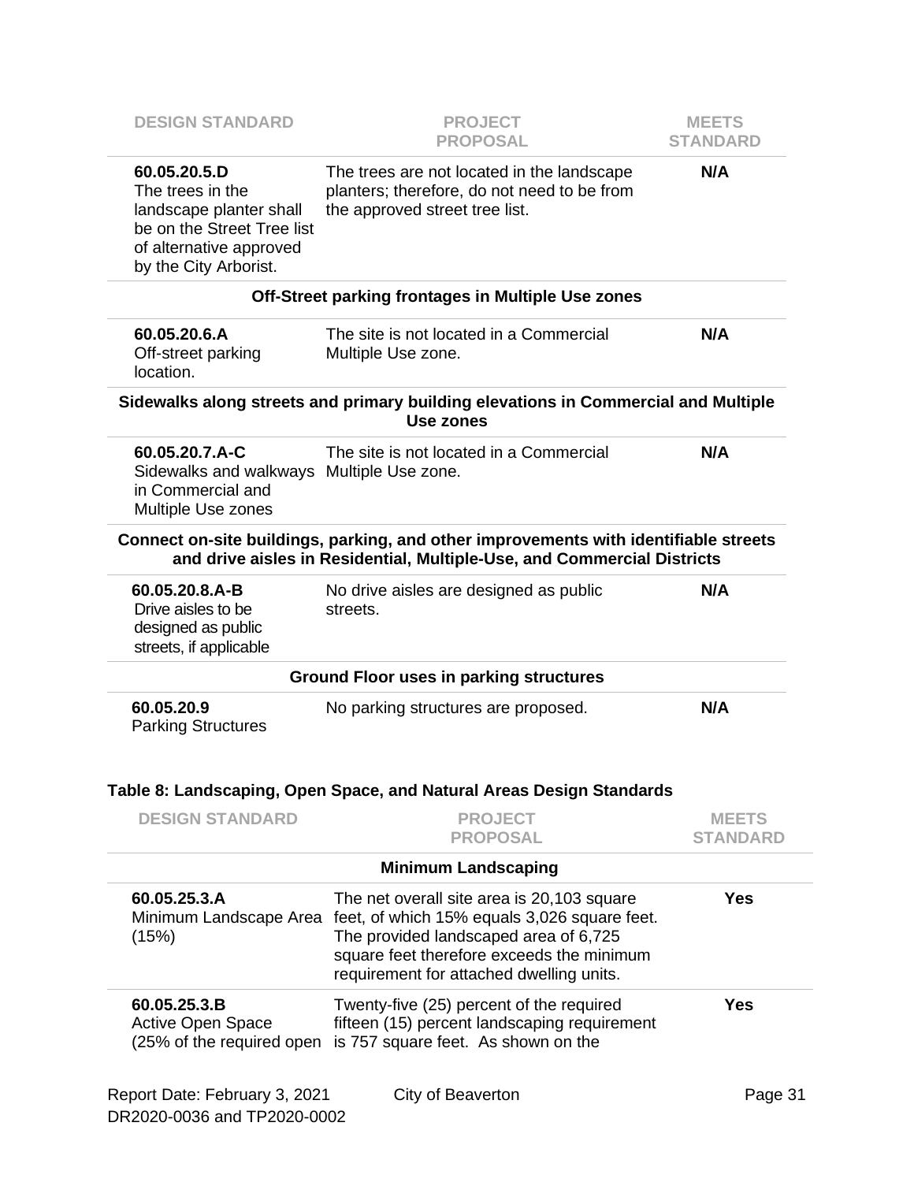| DESIGN STANDARD | PROJECT PROPOSAL | MEETS STANDARD |
|---|---|---|
| **60.05.20.5.D** The trees in the landscape planter shall be on the Street Tree list of alternative approved by the City Arborist. | The trees are not located in the landscape planters; therefore, do not need to be from the approved street tree list. | **N/A** |
| **Off-Street parking frontages in Multiple Use zones** | | |
| **60.05.20.6.A** Off-street parking location. | The site is not located in a Commercial Multiple Use zone. | **N/A** |
| **Sidewalks along streets and primary building elevations in Commercial and Multiple Use zones** | | |
| **60.05.20.7.A-C** Sidewalks and walkways in Commercial and Multiple Use zones | The site is not located in a Commercial Multiple Use zone. | **N/A** |
| **Connect on-site buildings, parking, and other improvements with identifiable streets and drive aisles in Residential, Multiple-Use, and Commercial Districts** | | |
| **60.05.20.8.A-B** Drive aisles to be designed as public streets, if applicable | No drive aisles are designed as public streets. | **N/A** |
| **Ground Floor uses in parking structures** | | |
| **60.05.20.9** Parking Structures | No parking structures are proposed. | **N/A** |

**Table 8: Landscaping, Open Space, and Natural Areas Design Standards**

| DESIGN STANDARD | PROJECT PROPOSAL | MEETS STANDARD |
|---|---|---|
| **Minimum Landscaping** | | |
| **60.05.25.3.A** Minimum Landscape Area (15%) | The net overall site area is 20,103 square feet, of which 15% equals 3,026 square feet. The provided landscaped area of 6,725 square feet therefore exceeds the minimum requirement for attached dwelling units. | **Yes** |
| **60.05.25.3.B** Active Open Space (25% of the required open | Twenty-five (25) percent of the required fifteen (15) percent landscaping requirement is 757 square feet. As shown on the | **Yes** |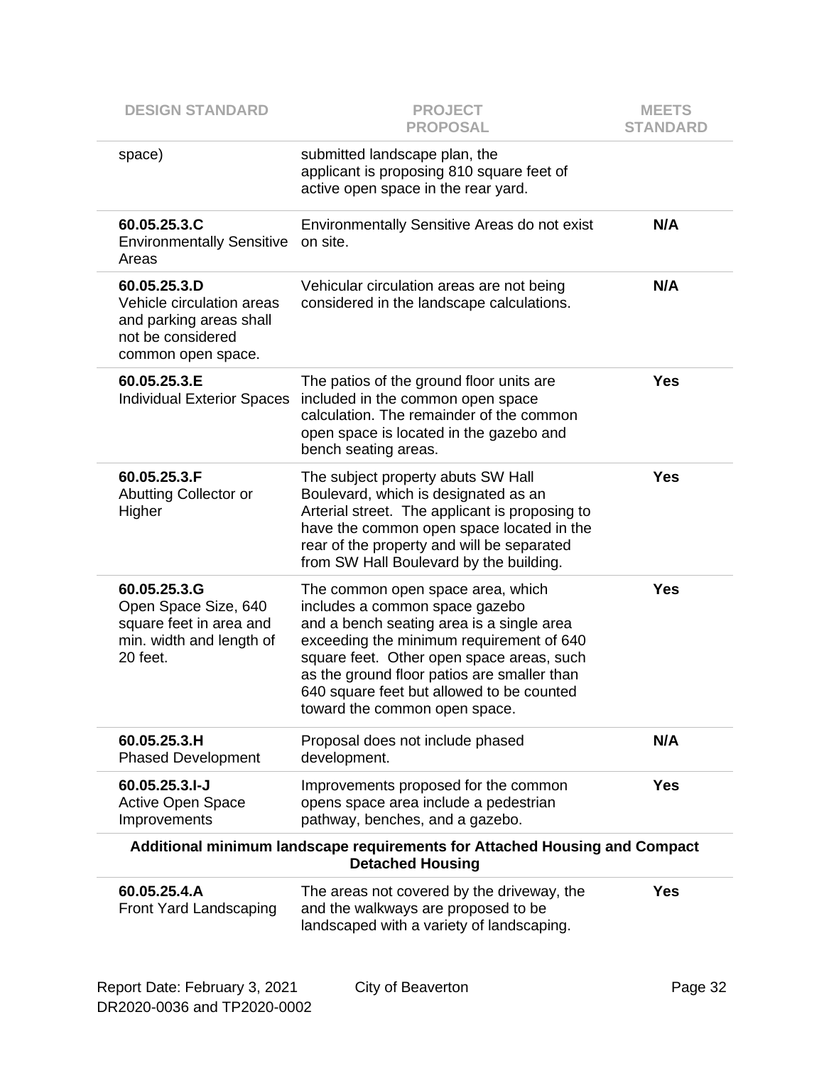| DESIGN STANDARD | PROJECT PROPOSAL | MEETS STANDARD |
|---|---|---|
| space) | submitted landscape plan, the applicant is proposing 810 square feet of active open space in the rear yard. | |
| **60.05.25.3.C** Environmentally Sensitive Areas | Environmentally Sensitive Areas do not exist on site. | **N/A** |
| **60.05.25.3.D** Vehicle circulation areas and parking areas shall not be considered common open space. | Vehicular circulation areas are not being considered in the landscape calculations. | **N/A** |
| **60.05.25.3.E** Individual Exterior Spaces | The patios of the ground floor units are included in the common open space calculation. The remainder of the common open space is located in the gazebo and bench seating areas. | **Yes** |
| **60.05.25.3.F** Abutting Collector or Higher | The subject property abuts SW Hall Boulevard, which is designated as an Arterial street. The applicant is proposing to have the common open space located in the rear of the property and will be separated from SW Hall Boulevard by the building. | **Yes** |
| **60.05.25.3.G** Open Space Size, 640 square feet in area and min. width and length of 20 feet. | The common open space area, which includes a common space gazebo and a bench seating area is a single area exceeding the minimum requirement of 640 square feet. Other open space areas, such as the ground floor patios are smaller than 640 square feet but allowed to be counted toward the common open space. | **Yes** |
| **60.05.25.3.H** Phased Development | Proposal does not include phased development. | **N/A** |
| **60.05.25.3.I-J** Active Open Space Improvements | Improvements proposed for the common opens space area include a pedestrian pathway, benches, and a gazebo. | **Yes** |
| **Additional minimum landscape requirements for Attached Housing and Compact Detached Housing** | | |
| **60.05.25.4.A** Front Yard Landscaping | The areas not covered by the driveway, the and the walkways are proposed to be landscaped with a variety of landscaping. | **Yes** |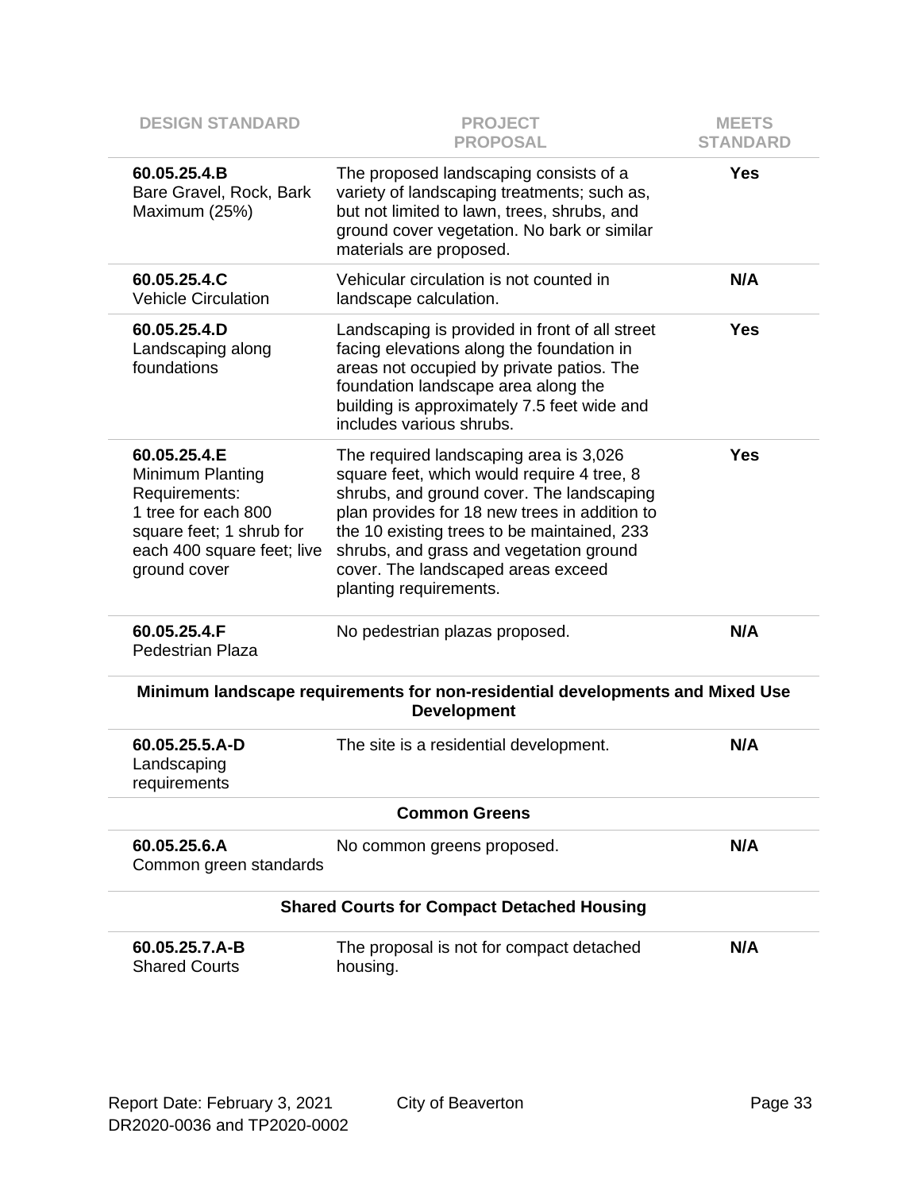| DESIGN STANDARD | PROJECT PROPOSAL | MEETS STANDARD |
|---|---|---|
| **60.05.25.4.B**<br>Bare Gravel, Rock, Bark Maximum (25%) | The proposed landscaping consists of a variety of landscaping treatments; such as, but not limited to lawn, trees, shrubs, and ground cover vegetation. No bark or similar materials are proposed. | **Yes** |
| **60.05.25.4.C**<br>Vehicle Circulation | Vehicular circulation is not counted in landscape calculation. | **N/A** |
| **60.05.25.4.D**<br>Landscaping along foundations | Landscaping is provided in front of all street facing elevations along the foundation in areas not occupied by private patios. The foundation landscape area along the building is approximately 7.5 feet wide and includes various shrubs. | **Yes** |
| **60.05.25.4.E**<br>Minimum Planting Requirements:<br>1 tree for each 800 square feet; 1 shrub for each 400 square feet; live ground cover | The required landscaping area is 3,026 square feet, which would require 4 tree, 8 shrubs, and ground cover. The landscaping plan provides for 18 new trees in addition to the 10 existing trees to be maintained, 233 shrubs, and grass and vegetation ground cover. The landscaped areas exceed planting requirements. | **Yes** |
| **60.05.25.4.F**<br>Pedestrian Plaza | No pedestrian plazas proposed. | **N/A** |
| **Minimum landscape requirements for non-residential developments and Mixed Use Development** | | |
| **60.05.25.5.A-D**<br>Landscaping requirements | The site is a residential development. | **N/A** |
| **Common Greens** | | |
| **60.05.25.6.A**<br>Common green standards | No common greens proposed. | **N/A** |
| **Shared Courts for Compact Detached Housing** | | |
| **60.05.25.7.A-B**<br>Shared Courts | The proposal is not for compact detached housing. | **N/A** |

Report Date: February 3, 2021 City of Beaverton
DR2020-0036 and TP2020-0002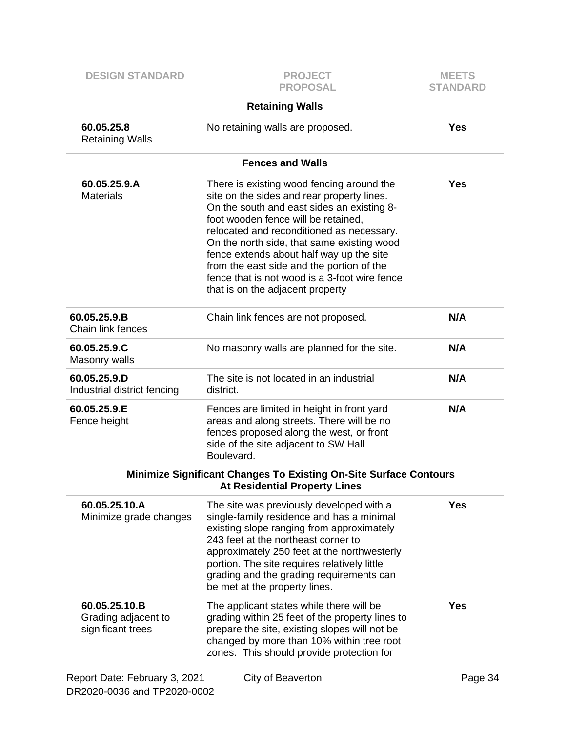| DESIGN STANDARD | PROJECT PROPOSAL | MEETS STANDARD |
|---|---|---|
| | **Retaining Walls** | |
| **60.05.25.8** Retaining Walls | No retaining walls are proposed. | **Yes** |
| | **Fences and Walls** | |
| **60.05.25.9.A** Materials | There is existing wood fencing around the site on the sides and rear property lines. On the south and east sides an existing 8-foot wooden fence will be retained, relocated and reconditioned as necessary. On the north side, that same existing wood fence extends about half way up the site from the east side and the portion of the fence that is not wood is a 3-foot wire fence that is on the adjacent property | **Yes** |
| **60.05.25.9.B** Chain link fences | Chain link fences are not proposed. | **N/A** |
| **60.05.25.9.C** Masonry walls | No masonry walls are planned for the site. | **N/A** |
| **60.05.25.9.D** Industrial district fencing | The site is not located in an industrial district. | **N/A** |
| **60.05.25.9.E** Fence height | Fences are limited in height in front yard areas and along streets. There will be no fences proposed along the west, or front side of the site adjacent to SW Hall Boulevard. | **N/A** |
| | **Minimize Significant Changes To Existing On-Site Surface Contours At Residential Property Lines** | |
| **60.05.25.10.A** Minimize grade changes | The site was previously developed with a single-family residence and has a minimal existing slope ranging from approximately 243 feet at the northeast corner to approximately 250 feet at the northwesterly portion. The site requires relatively little grading and the grading requirements can be met at the property lines. | **Yes** |
| **60.05.25.10.B** Grading adjacent to significant trees | The applicant states while there will be grading within 25 feet of the property lines to prepare the site, existing slopes will not be changed by more than 10% within tree root zones. This should provide protection for | **Yes** |

Report Date: February 3, 2021
DR2020-0036 and TP2020-0002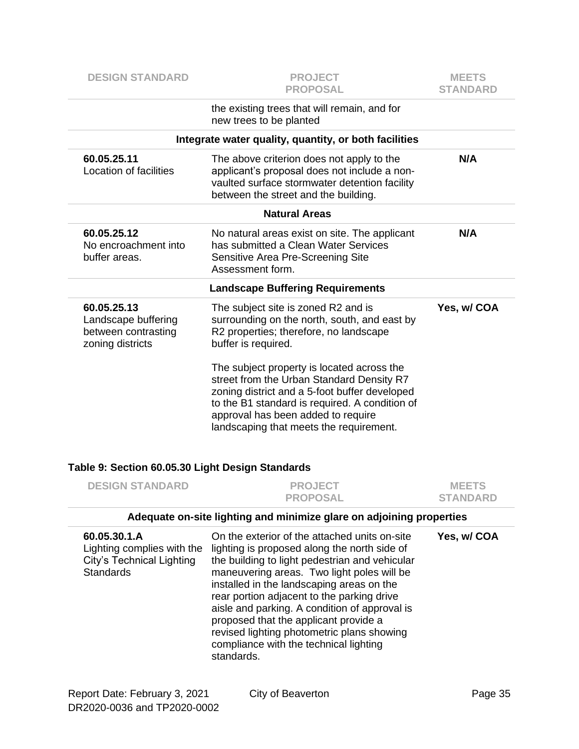| DESIGN STANDARD | PROJECT PROPOSAL | MEETS STANDARD |
|---|---|---|
| | the existing trees that will remain, and for new trees to be planted | |
| | **Integrate water quality, quantity, or both facilities** | |
| **60.05.25.11** Location of facilities | The above criterion does not apply to the applicant's proposal does not include a non-vaulted surface stormwater detention facility between the street and the building. | **N/A** |
| | **Natural Areas** | |
| **60.05.25.12** No encroachment into buffer areas. | No natural areas exist on site. The applicant has submitted a Clean Water Services Sensitive Area Pre-Screening Site Assessment form. | **N/A** |
| | **Landscape Buffering Requirements** | |
| **60.05.25.13** Landscape buffering between contrasting zoning districts | The subject site is zoned R2 and is surrounding on the north, south, and east by R2 properties; therefore, no landscape buffer is required.<br><br>The subject property is located across the street from the Urban Standard Density R7 zoning district and a 5-foot buffer developed to the B1 standard is required. A condition of approval has been added to require landscaping that meets the requirement. | **Yes, w/ COA** |

**Table 9: Section 60.05.30 Light Design Standards**

| DESIGN STANDARD | PROJECT PROPOSAL | MEETS STANDARD |
|---|---|---|
| | **Adequate on-site lighting and minimize glare on adjoining properties** | |
| **60.05.30.1.A** Lighting complies with the City's Technical Lighting Standards | On the exterior of the attached units on-site lighting is proposed along the north side of the building to light pedestrian and vehicular maneuvering areas. Two light poles will be installed in the landscaping areas on the rear portion adjacent to the parking drive aisle and parking. A condition of approval is proposed that the applicant provide a revised lighting photometric plans showing compliance with the technical lighting standards. | **Yes, w/ COA** |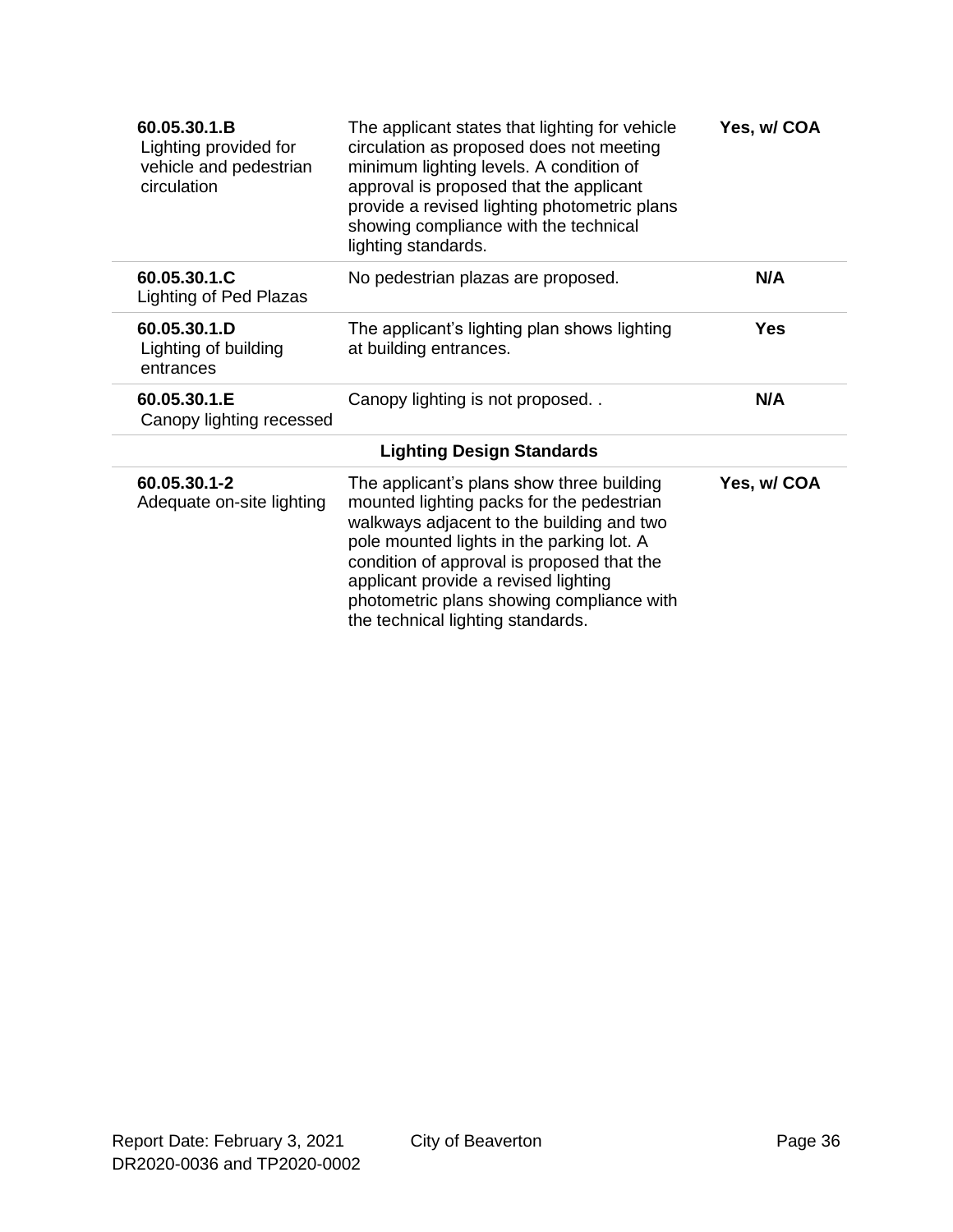| | | |
|---|---|---|
| **60.05.30.1.B** Lighting provided for vehicle and pedestrian circulation | The applicant states that lighting for vehicle circulation as proposed does not meeting minimum lighting levels. A condition of approval is proposed that the applicant provide a revised lighting photometric plans showing compliance with the technical lighting standards. | **Yes, w/ COA** |
| **60.05.30.1.C** Lighting of Ped Plazas | No pedestrian plazas are proposed. | **N/A** |
| **60.05.30.1.D** Lighting of building entrances | The applicant's lighting plan shows lighting at building entrances. | **Yes** |
| **60.05.30.1.E** Canopy lighting recessed | Canopy lighting is not proposed. . | **N/A** |
| | **Lighting Design Standards** | |
| **60.05.30.1-2** Adequate on-site lighting | The applicant's plans show three building mounted lighting packs for the pedestrian walkways adjacent to the building and two pole mounted lights in the parking lot. A condition of approval is proposed that the applicant provide a revised lighting photometric plans showing compliance with the technical lighting standards. | **Yes, w/ COA** |

Report Date: February 3, 2021 City of Beaverton
DR2020-0036 and TP2020-0002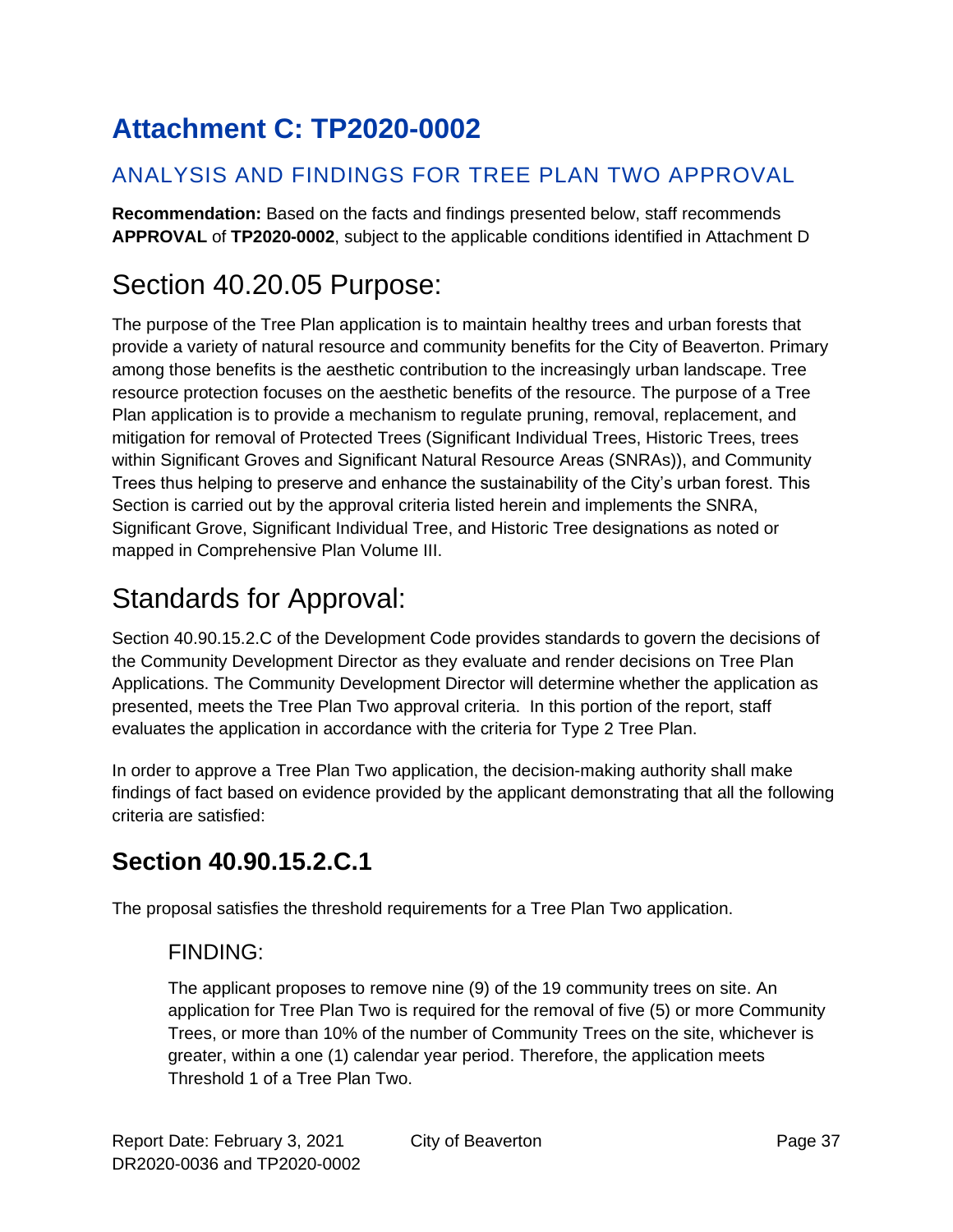# Attachment C: TP2020-0002

## ANALYSIS AND FINDINGS FOR TREE PLAN TWO APPROVAL

**Recommendation:** Based on the facts and findings presented below, staff recommends **APPROVAL** of **TP2020-0002**, subject to the applicable conditions identified in Attachment D

# Section 40.20.05 Purpose:

The purpose of the Tree Plan application is to maintain healthy trees and urban forests that provide a variety of natural resource and community benefits for the City of Beaverton. Primary among those benefits is the aesthetic contribution to the increasingly urban landscape. Tree resource protection focuses on the aesthetic benefits of the resource. The purpose of a Tree Plan application is to provide a mechanism to regulate pruning, removal, replacement, and mitigation for removal of Protected Trees (Significant Individual Trees, Historic Trees, trees within Significant Groves and Significant Natural Resource Areas (SNRAs)), and Community Trees thus helping to preserve and enhance the sustainability of the City's urban forest. This Section is carried out by the approval criteria listed herein and implements the SNRA, Significant Grove, Significant Individual Tree, and Historic Tree designations as noted or mapped in Comprehensive Plan Volume III.

# Standards for Approval:

Section 40.90.15.2.C of the Development Code provides standards to govern the decisions of the Community Development Director as they evaluate and render decisions on Tree Plan Applications. The Community Development Director will determine whether the application as presented, meets the Tree Plan Two approval criteria. In this portion of the report, staff evaluates the application in accordance with the criteria for Type 2 Tree Plan.

In order to approve a Tree Plan Two application, the decision-making authority shall make findings of fact based on evidence provided by the applicant demonstrating that all the following criteria are satisfied:

## Section 40.90.15.2.C.1

The proposal satisfies the threshold requirements for a Tree Plan Two application.

### FINDING:

The applicant proposes to remove nine (9) of the 19 community trees on site. An application for Tree Plan Two is required for the removal of five (5) or more Community Trees, or more than 10% of the number of Community Trees on the site, whichever is greater, within a one (1) calendar year period. Therefore, the application meets Threshold 1 of a Tree Plan Two.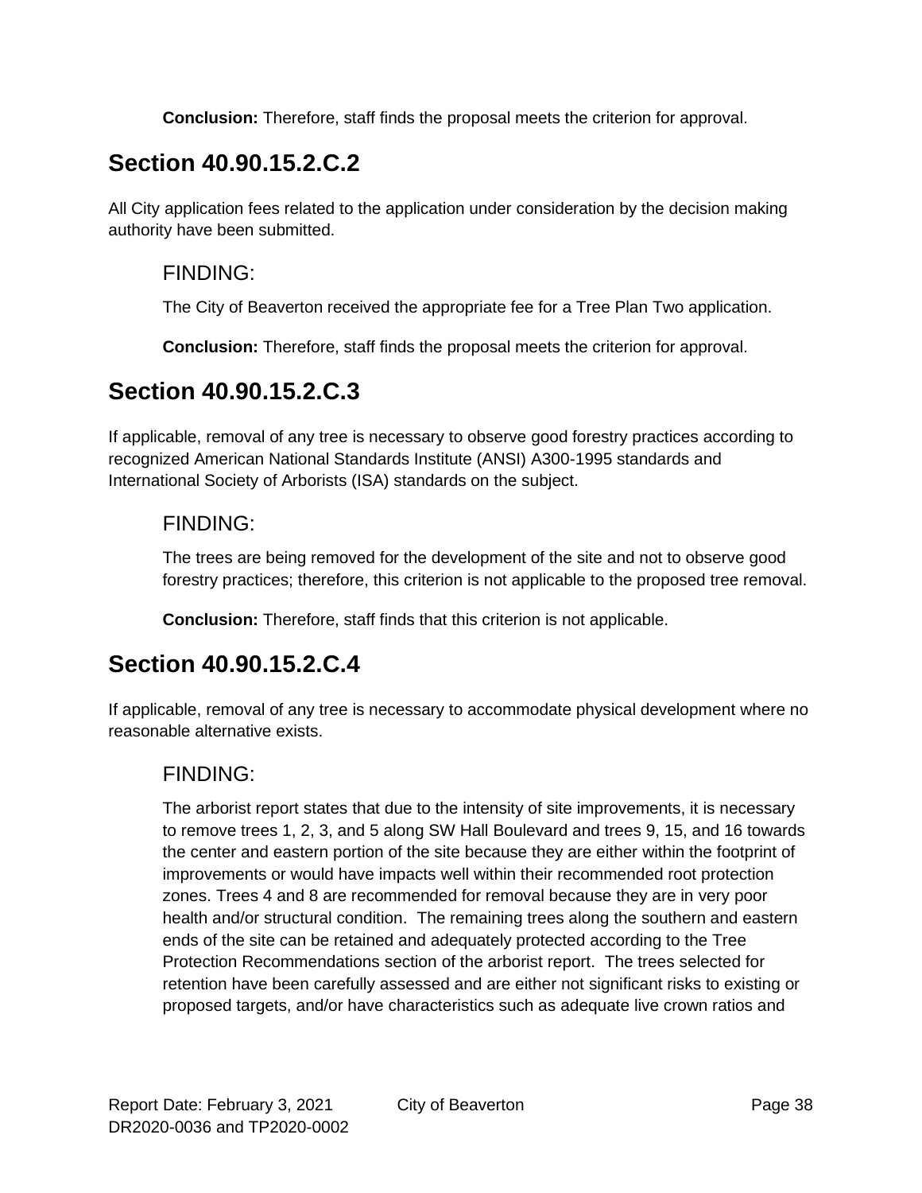**Conclusion:** Therefore, staff finds the proposal meets the criterion for approval.

## Section 40.90.15.2.C.2

All City application fees related to the application under consideration by the decision making authority have been submitted.

### FINDING:

The City of Beaverton received the appropriate fee for a Tree Plan Two application.

**Conclusion:** Therefore, staff finds the proposal meets the criterion for approval.

## Section 40.90.15.2.C.3

If applicable, removal of any tree is necessary to observe good forestry practices according to recognized American National Standards Institute (ANSI) A300-1995 standards and International Society of Arborists (ISA) standards on the subject.

### FINDING:

The trees are being removed for the development of the site and not to observe good forestry practices; therefore, this criterion is not applicable to the proposed tree removal.

**Conclusion:** Therefore, staff finds that this criterion is not applicable.

## Section 40.90.15.2.C.4

If applicable, removal of any tree is necessary to accommodate physical development where no reasonable alternative exists.

### FINDING:

The arborist report states that due to the intensity of site improvements, it is necessary to remove trees 1, 2, 3, and 5 along SW Hall Boulevard and trees 9, 15, and 16 towards the center and eastern portion of the site because they are either within the footprint of improvements or would have impacts well within their recommended root protection zones. Trees 4 and 8 are recommended for removal because they are in very poor health and/or structural condition. The remaining trees along the southern and eastern ends of the site can be retained and adequately protected according to the Tree Protection Recommendations section of the arborist report. The trees selected for retention have been carefully assessed and are either not significant risks to existing or proposed targets, and/or have characteristics such as adequate live crown ratios and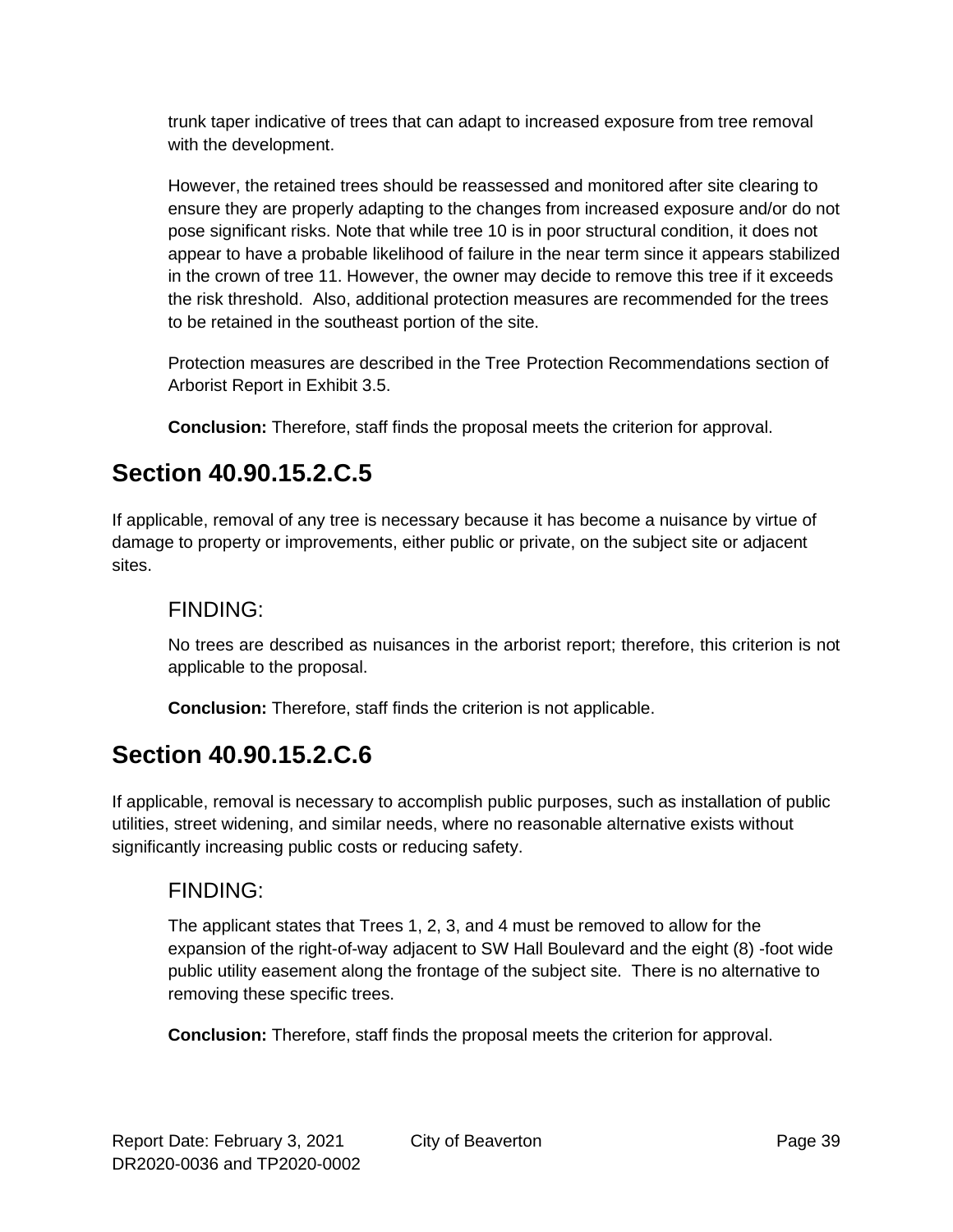trunk taper indicative of trees that can adapt to increased exposure from tree removal with the development.

However, the retained trees should be reassessed and monitored after site clearing to ensure they are properly adapting to the changes from increased exposure and/or do not pose significant risks. Note that while tree 10 is in poor structural condition, it does not appear to have a probable likelihood of failure in the near term since it appears stabilized in the crown of tree 11. However, the owner may decide to remove this tree if it exceeds the risk threshold. Also, additional protection measures are recommended for the trees to be retained in the southeast portion of the site.

Protection measures are described in the Tree Protection Recommendations section of Arborist Report in Exhibit 3.5.

**Conclusion:** Therefore, staff finds the proposal meets the criterion for approval.

## Section 40.90.15.2.C.5

If applicable, removal of any tree is necessary because it has become a nuisance by virtue of damage to property or improvements, either public or private, on the subject site or adjacent sites.

### FINDING:

No trees are described as nuisances in the arborist report; therefore, this criterion is not applicable to the proposal.

**Conclusion:** Therefore, staff finds the criterion is not applicable.

## Section 40.90.15.2.C.6

If applicable, removal is necessary to accomplish public purposes, such as installation of public utilities, street widening, and similar needs, where no reasonable alternative exists without significantly increasing public costs or reducing safety.

### FINDING:

The applicant states that Trees 1, 2, 3, and 4 must be removed to allow for the expansion of the right-of-way adjacent to SW Hall Boulevard and the eight (8) -foot wide public utility easement along the frontage of the subject site. There is no alternative to removing these specific trees.

**Conclusion:** Therefore, staff finds the proposal meets the criterion for approval.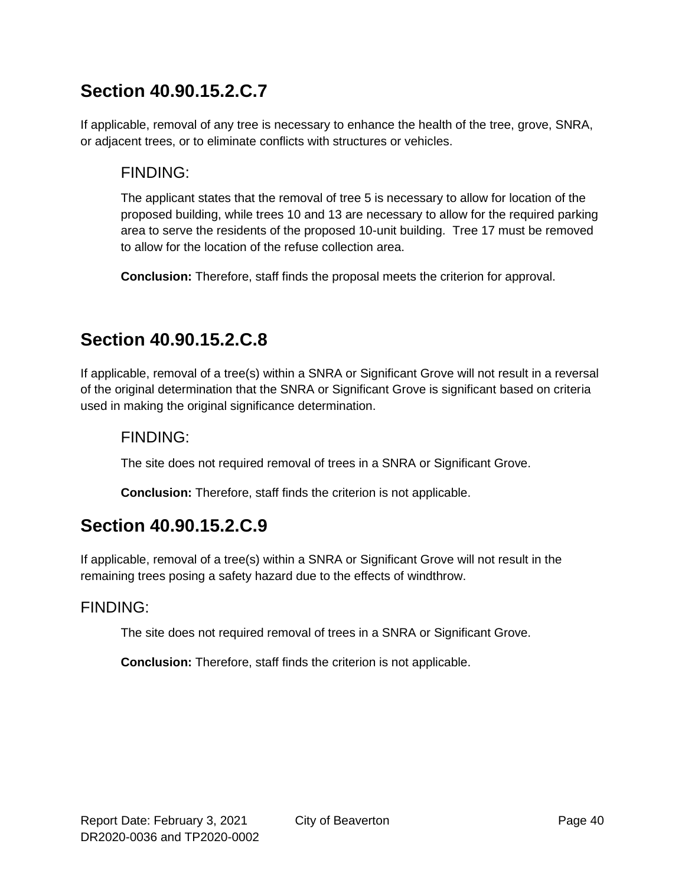## Section 40.90.15.2.C.7

If applicable, removal of any tree is necessary to enhance the health of the tree, grove, SNRA, or adjacent trees, or to eliminate conflicts with structures or vehicles.

### FINDING:

The applicant states that the removal of tree 5 is necessary to allow for location of the proposed building, while trees 10 and 13 are necessary to allow for the required parking area to serve the residents of the proposed 10-unit building. Tree 17 must be removed to allow for the location of the refuse collection area.

**Conclusion:** Therefore, staff finds the proposal meets the criterion for approval.

## Section 40.90.15.2.C.8

If applicable, removal of a tree(s) within a SNRA or Significant Grove will not result in a reversal of the original determination that the SNRA or Significant Grove is significant based on criteria used in making the original significance determination.

### FINDING:

The site does not required removal of trees in a SNRA or Significant Grove.

**Conclusion:** Therefore, staff finds the criterion is not applicable.

## Section 40.90.15.2.C.9

If applicable, removal of a tree(s) within a SNRA or Significant Grove will not result in the remaining trees posing a safety hazard due to the effects of windthrow.

### FINDING:

The site does not required removal of trees in a SNRA or Significant Grove.

**Conclusion:** Therefore, staff finds the criterion is not applicable.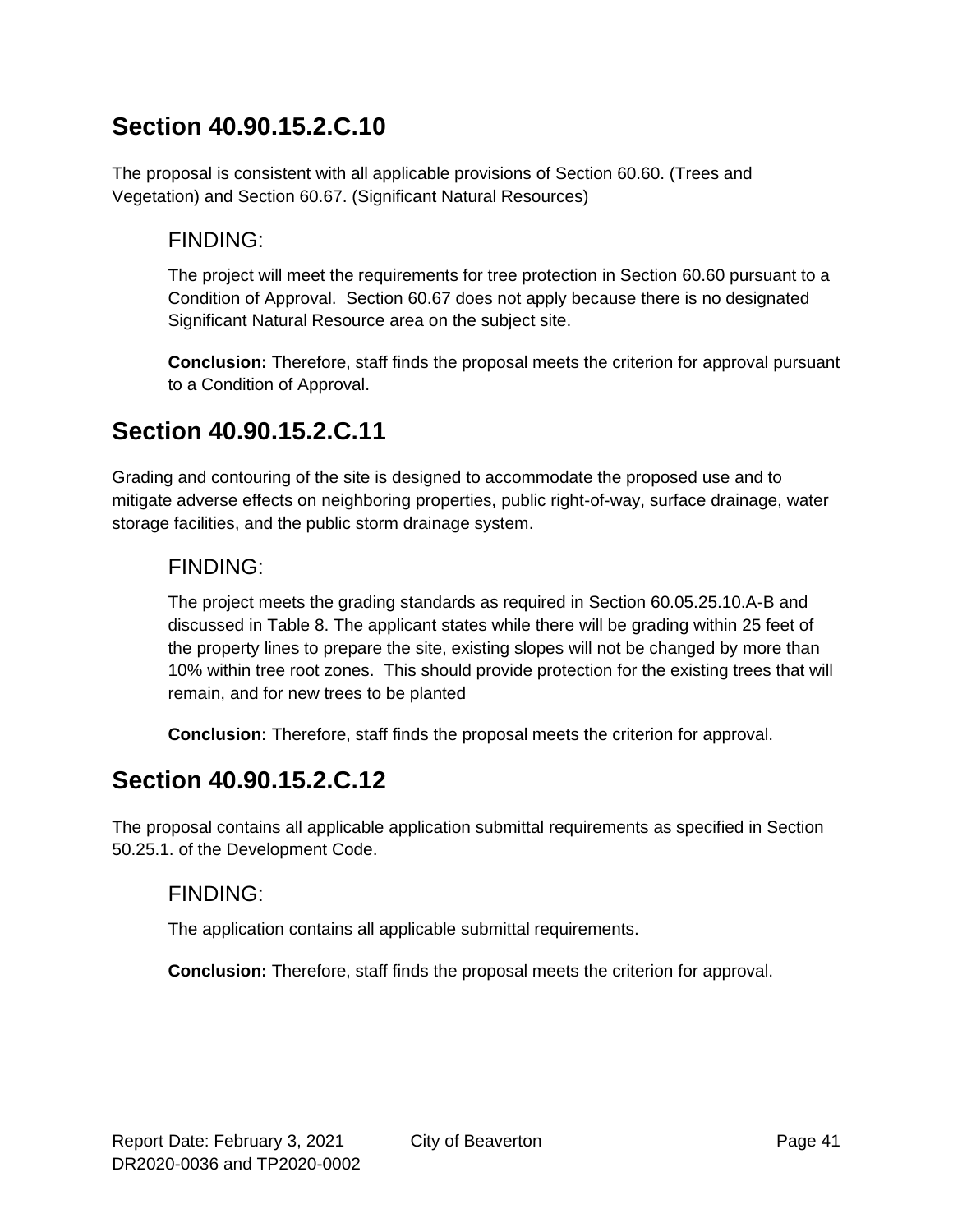## Section 40.90.15.2.C.10

The proposal is consistent with all applicable provisions of Section 60.60. (Trees and Vegetation) and Section 60.67. (Significant Natural Resources)

### FINDING:

The project will meet the requirements for tree protection in Section 60.60 pursuant to a Condition of Approval. Section 60.67 does not apply because there is no designated Significant Natural Resource area on the subject site.

**Conclusion:** Therefore, staff finds the proposal meets the criterion for approval pursuant to a Condition of Approval.

## Section 40.90.15.2.C.11

Grading and contouring of the site is designed to accommodate the proposed use and to mitigate adverse effects on neighboring properties, public right-of-way, surface drainage, water storage facilities, and the public storm drainage system.

### FINDING:

The project meets the grading standards as required in Section 60.05.25.10.A-B and discussed in Table 8. The applicant states while there will be grading within 25 feet of the property lines to prepare the site, existing slopes will not be changed by more than 10% within tree root zones. This should provide protection for the existing trees that will remain, and for new trees to be planted

**Conclusion:** Therefore, staff finds the proposal meets the criterion for approval.

## Section 40.90.15.2.C.12

The proposal contains all applicable application submittal requirements as specified in Section 50.25.1. of the Development Code.

### FINDING:

The application contains all applicable submittal requirements.

**Conclusion:** Therefore, staff finds the proposal meets the criterion for approval.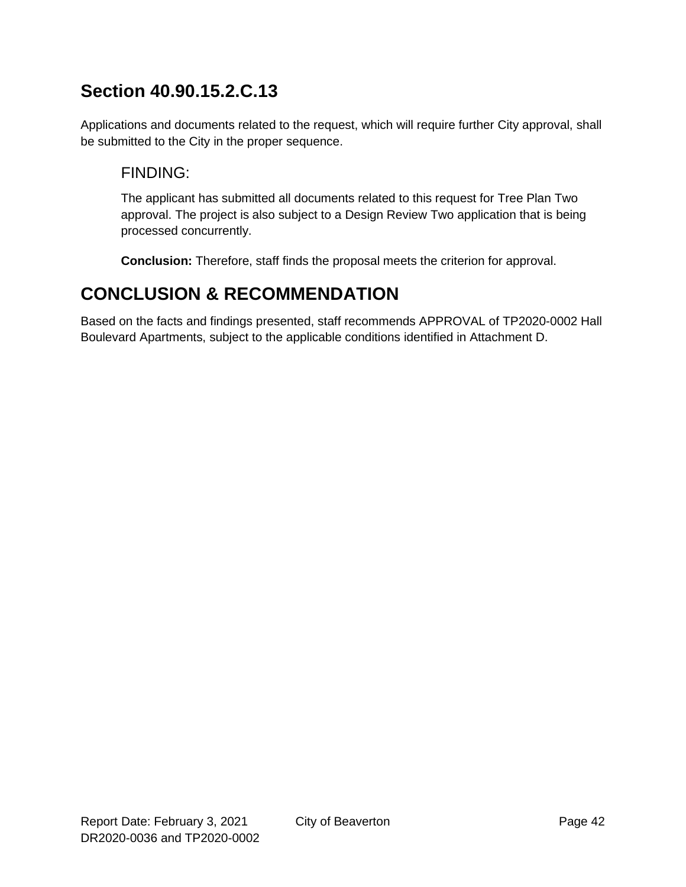## Section 40.90.15.2.C.13

Applications and documents related to the request, which will require further City approval, shall be submitted to the City in the proper sequence.

### FINDING:

The applicant has submitted all documents related to this request for Tree Plan Two approval. The project is also subject to a Design Review Two application that is being processed concurrently.

**Conclusion:** Therefore, staff finds the proposal meets the criterion for approval.

# CONCLUSION & RECOMMENDATION

Based on the facts and findings presented, staff recommends APPROVAL of TP2020-0002 Hall Boulevard Apartments, subject to the applicable conditions identified in Attachment D.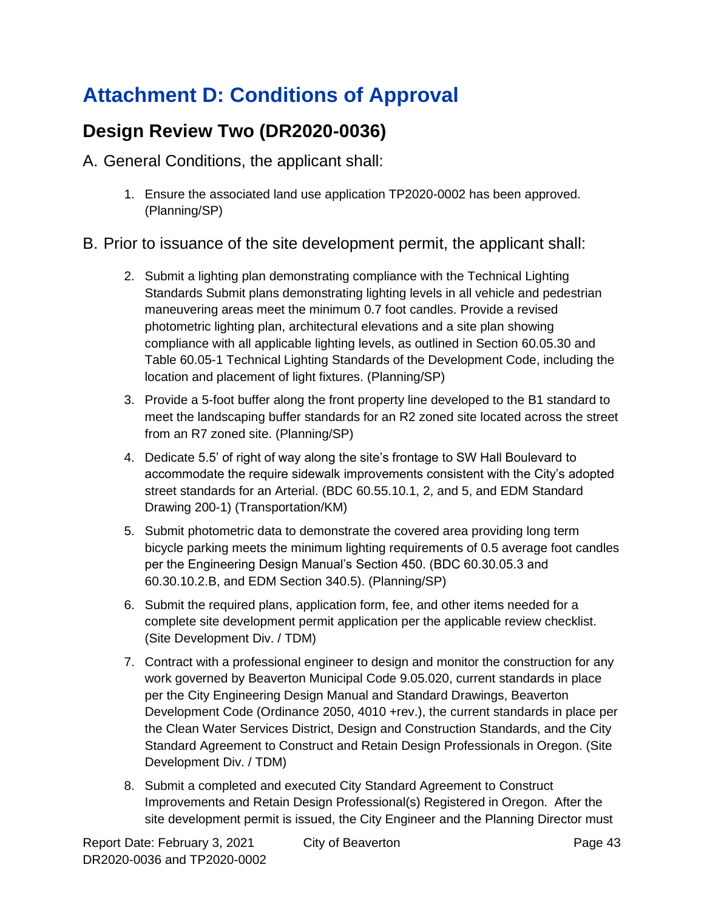# Attachment D: Conditions of Approval

## Design Review Two (DR2020-0036)

A. General Conditions, the applicant shall:

1. Ensure the associated land use application TP2020-0002 has been approved. (Planning/SP)

B. Prior to issuance of the site development permit, the applicant shall:

2. Submit a lighting plan demonstrating compliance with the Technical Lighting Standards Submit plans demonstrating lighting levels in all vehicle and pedestrian maneuvering areas meet the minimum 0.7 foot candles. Provide a revised photometric lighting plan, architectural elevations and a site plan showing compliance with all applicable lighting levels, as outlined in Section 60.05.30 and Table 60.05-1 Technical Lighting Standards of the Development Code, including the location and placement of light fixtures. (Planning/SP)

3. Provide a 5-foot buffer along the front property line developed to the B1 standard to meet the landscaping buffer standards for an R2 zoned site located across the street from an R7 zoned site. (Planning/SP)

4. Dedicate 5.5' of right of way along the site's frontage to SW Hall Boulevard to accommodate the require sidewalk improvements consistent with the City's adopted street standards for an Arterial. (BDC 60.55.10.1, 2, and 5, and EDM Standard Drawing 200-1) (Transportation/KM)

5. Submit photometric data to demonstrate the covered area providing long term bicycle parking meets the minimum lighting requirements of 0.5 average foot candles per the Engineering Design Manual's Section 450. (BDC 60.30.05.3 and 60.30.10.2.B, and EDM Section 340.5). (Planning/SP)

6. Submit the required plans, application form, fee, and other items needed for a complete site development permit application per the applicable review checklist. (Site Development Div. / TDM)

7. Contract with a professional engineer to design and monitor the construction for any work governed by Beaverton Municipal Code 9.05.020, current standards in place per the City Engineering Design Manual and Standard Drawings, Beaverton Development Code (Ordinance 2050, 4010 +rev.), the current standards in place per the Clean Water Services District, Design and Construction Standards, and the City Standard Agreement to Construct and Retain Design Professionals in Oregon. (Site Development Div. / TDM)

8. Submit a completed and executed City Standard Agreement to Construct Improvements and Retain Design Professional(s) Registered in Oregon. After the site development permit is issued, the City Engineer and the Planning Director must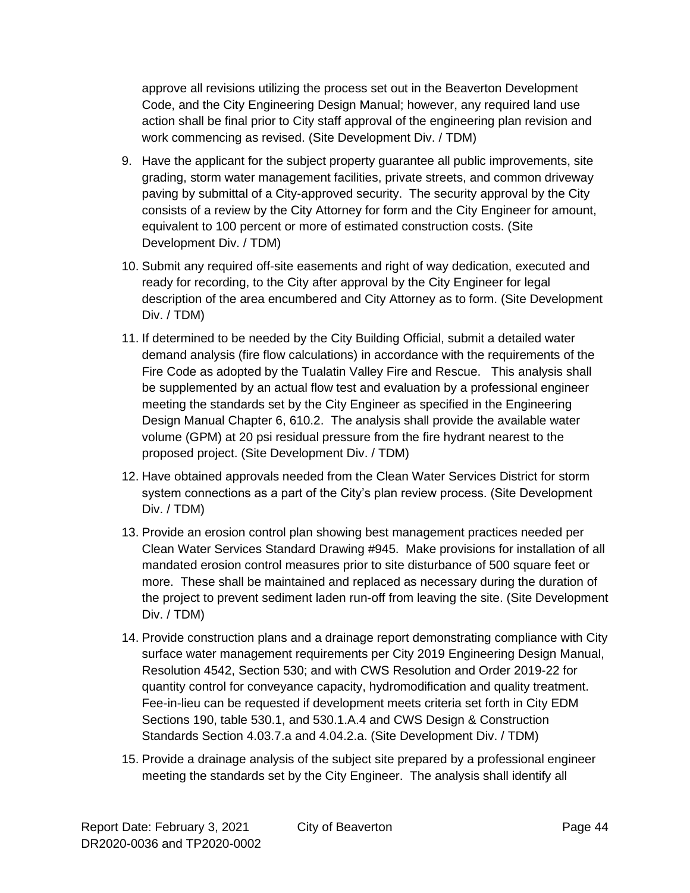approve all revisions utilizing the process set out in the Beaverton Development Code, and the City Engineering Design Manual; however, any required land use action shall be final prior to City staff approval of the engineering plan revision and work commencing as revised. (Site Development Div. / TDM)

9. Have the applicant for the subject property guarantee all public improvements, site grading, storm water management facilities, private streets, and common driveway paving by submittal of a City-approved security. The security approval by the City consists of a review by the City Attorney for form and the City Engineer for amount, equivalent to 100 percent or more of estimated construction costs. (Site Development Div. / TDM)

10. Submit any required off-site easements and right of way dedication, executed and ready for recording, to the City after approval by the City Engineer for legal description of the area encumbered and City Attorney as to form. (Site Development Div. / TDM)

11. If determined to be needed by the City Building Official, submit a detailed water demand analysis (fire flow calculations) in accordance with the requirements of the Fire Code as adopted by the Tualatin Valley Fire and Rescue. This analysis shall be supplemented by an actual flow test and evaluation by a professional engineer meeting the standards set by the City Engineer as specified in the Engineering Design Manual Chapter 6, 610.2. The analysis shall provide the available water volume (GPM) at 20 psi residual pressure from the fire hydrant nearest to the proposed project. (Site Development Div. / TDM)

12. Have obtained approvals needed from the Clean Water Services District for storm system connections as a part of the City's plan review process. (Site Development Div. / TDM)

13. Provide an erosion control plan showing best management practices needed per Clean Water Services Standard Drawing #945. Make provisions for installation of all mandated erosion control measures prior to site disturbance of 500 square feet or more. These shall be maintained and replaced as necessary during the duration of the project to prevent sediment laden run-off from leaving the site. (Site Development Div. / TDM)

14. Provide construction plans and a drainage report demonstrating compliance with City surface water management requirements per City 2019 Engineering Design Manual, Resolution 4542, Section 530; and with CWS Resolution and Order 2019-22 for quantity control for conveyance capacity, hydromodification and quality treatment. Fee-in-lieu can be requested if development meets criteria set forth in City EDM Sections 190, table 530.1, and 530.1.A.4 and CWS Design & Construction Standards Section 4.03.7.a and 4.04.2.a. (Site Development Div. / TDM)

15. Provide a drainage analysis of the subject site prepared by a professional engineer meeting the standards set by the City Engineer. The analysis shall identify all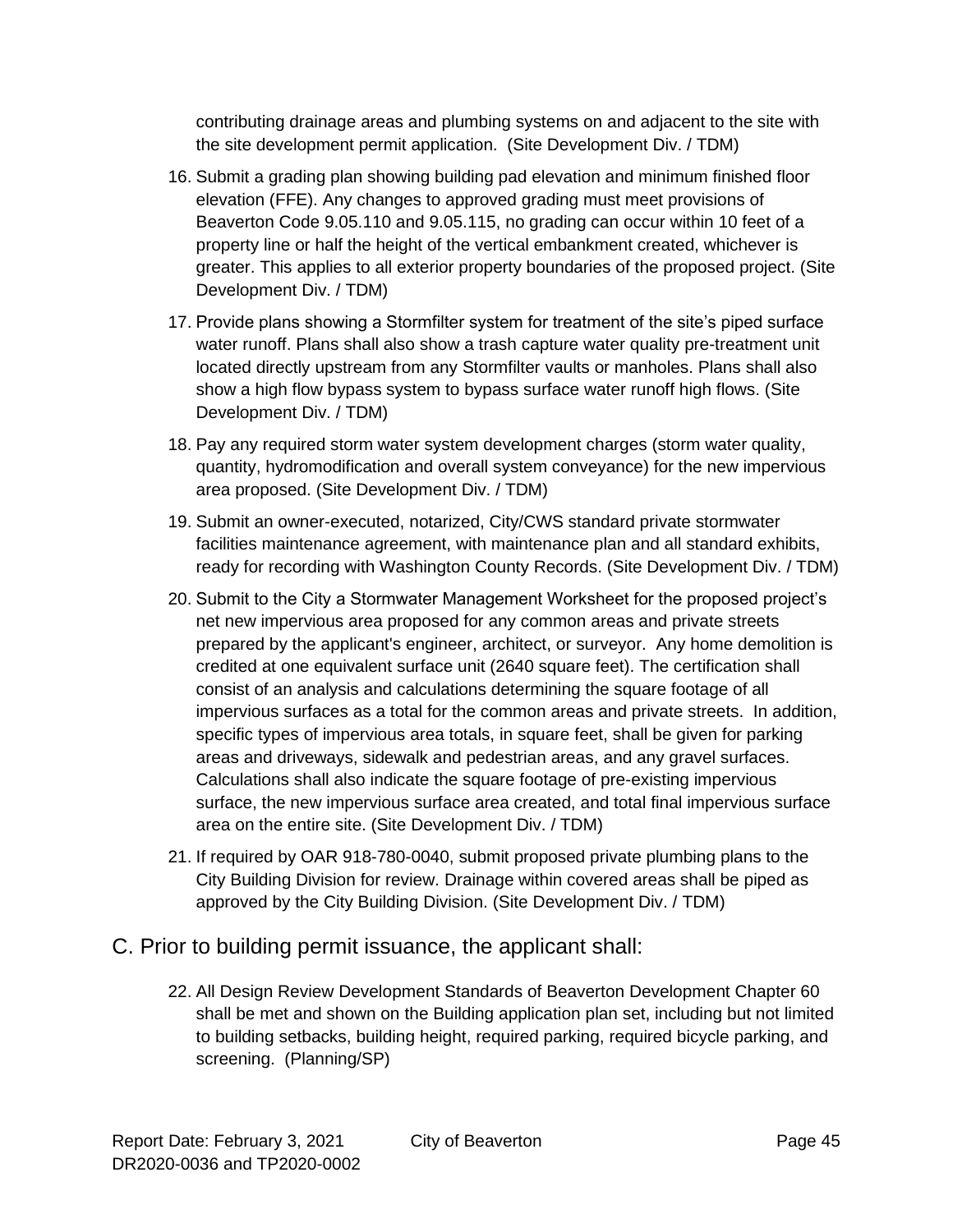contributing drainage areas and plumbing systems on and adjacent to the site with the site development permit application. (Site Development Div. / TDM)

16. Submit a grading plan showing building pad elevation and minimum finished floor elevation (FFE). Any changes to approved grading must meet provisions of Beaverton Code 9.05.110 and 9.05.115, no grading can occur within 10 feet of a property line or half the height of the vertical embankment created, whichever is greater. This applies to all exterior property boundaries of the proposed project. (Site Development Div. / TDM)

17. Provide plans showing a Stormfilter system for treatment of the site's piped surface water runoff. Plans shall also show a trash capture water quality pre-treatment unit located directly upstream from any Stormfilter vaults or manholes. Plans shall also show a high flow bypass system to bypass surface water runoff high flows. (Site Development Div. / TDM)

18. Pay any required storm water system development charges (storm water quality, quantity, hydromodification and overall system conveyance) for the new impervious area proposed. (Site Development Div. / TDM)

19. Submit an owner-executed, notarized, City/CWS standard private stormwater facilities maintenance agreement, with maintenance plan and all standard exhibits, ready for recording with Washington County Records. (Site Development Div. / TDM)

20. Submit to the City a Stormwater Management Worksheet for the proposed project's net new impervious area proposed for any common areas and private streets prepared by the applicant's engineer, architect, or surveyor. Any home demolition is credited at one equivalent surface unit (2640 square feet). The certification shall consist of an analysis and calculations determining the square footage of all impervious surfaces as a total for the common areas and private streets. In addition, specific types of impervious area totals, in square feet, shall be given for parking areas and driveways, sidewalk and pedestrian areas, and any gravel surfaces. Calculations shall also indicate the square footage of pre-existing impervious surface, the new impervious surface area created, and total final impervious surface area on the entire site. (Site Development Div. / TDM)

21. If required by OAR 918-780-0040, submit proposed private plumbing plans to the City Building Division for review. Drainage within covered areas shall be piped as approved by the City Building Division. (Site Development Div. / TDM)

## C. Prior to building permit issuance, the applicant shall:

22. All Design Review Development Standards of Beaverton Development Chapter 60 shall be met and shown on the Building application plan set, including but not limited to building setbacks, building height, required parking, required bicycle parking, and screening. (Planning/SP)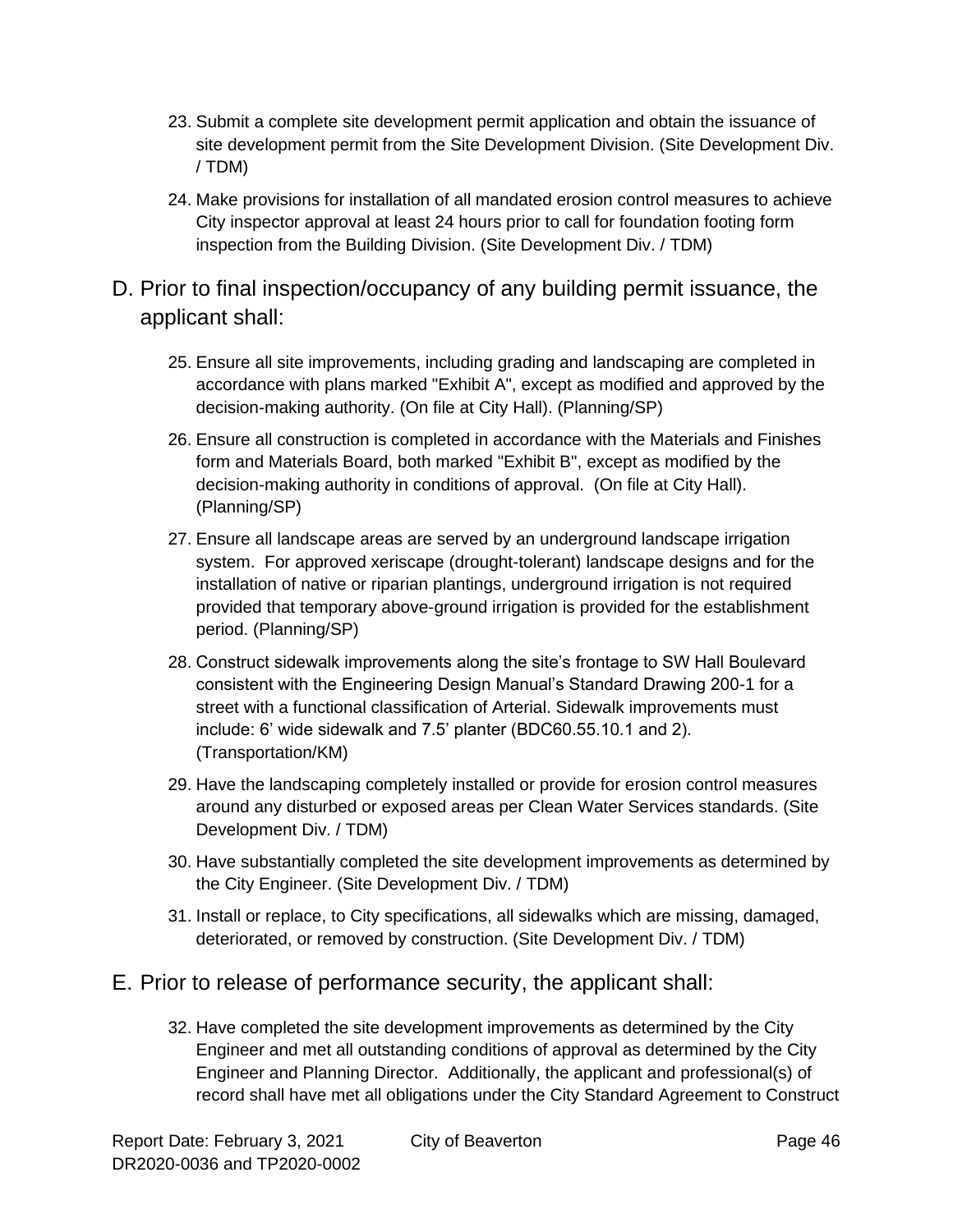23. Submit a complete site development permit application and obtain the issuance of site development permit from the Site Development Division. (Site Development Div. / TDM)

24. Make provisions for installation of all mandated erosion control measures to achieve City inspector approval at least 24 hours prior to call for foundation footing form inspection from the Building Division. (Site Development Div. / TDM)

## D. Prior to final inspection/occupancy of any building permit issuance, the applicant shall:

25. Ensure all site improvements, including grading and landscaping are completed in accordance with plans marked "Exhibit A", except as modified and approved by the decision-making authority. (On file at City Hall). (Planning/SP)

26. Ensure all construction is completed in accordance with the Materials and Finishes form and Materials Board, both marked "Exhibit B", except as modified by the decision-making authority in conditions of approval. (On file at City Hall). (Planning/SP)

27. Ensure all landscape areas are served by an underground landscape irrigation system. For approved xeriscape (drought-tolerant) landscape designs and for the installation of native or riparian plantings, underground irrigation is not required provided that temporary above-ground irrigation is provided for the establishment period. (Planning/SP)

28. Construct sidewalk improvements along the site's frontage to SW Hall Boulevard consistent with the Engineering Design Manual's Standard Drawing 200-1 for a street with a functional classification of Arterial. Sidewalk improvements must include: 6' wide sidewalk and 7.5' planter (BDC60.55.10.1 and 2). (Transportation/KM)

29. Have the landscaping completely installed or provide for erosion control measures around any disturbed or exposed areas per Clean Water Services standards. (Site Development Div. / TDM)

30. Have substantially completed the site development improvements as determined by the City Engineer. (Site Development Div. / TDM)

31. Install or replace, to City specifications, all sidewalks which are missing, damaged, deteriorated, or removed by construction. (Site Development Div. / TDM)

## E. Prior to release of performance security, the applicant shall:

32. Have completed the site development improvements as determined by the City Engineer and met all outstanding conditions of approval as determined by the City Engineer and Planning Director. Additionally, the applicant and professional(s) of record shall have met all obligations under the City Standard Agreement to Construct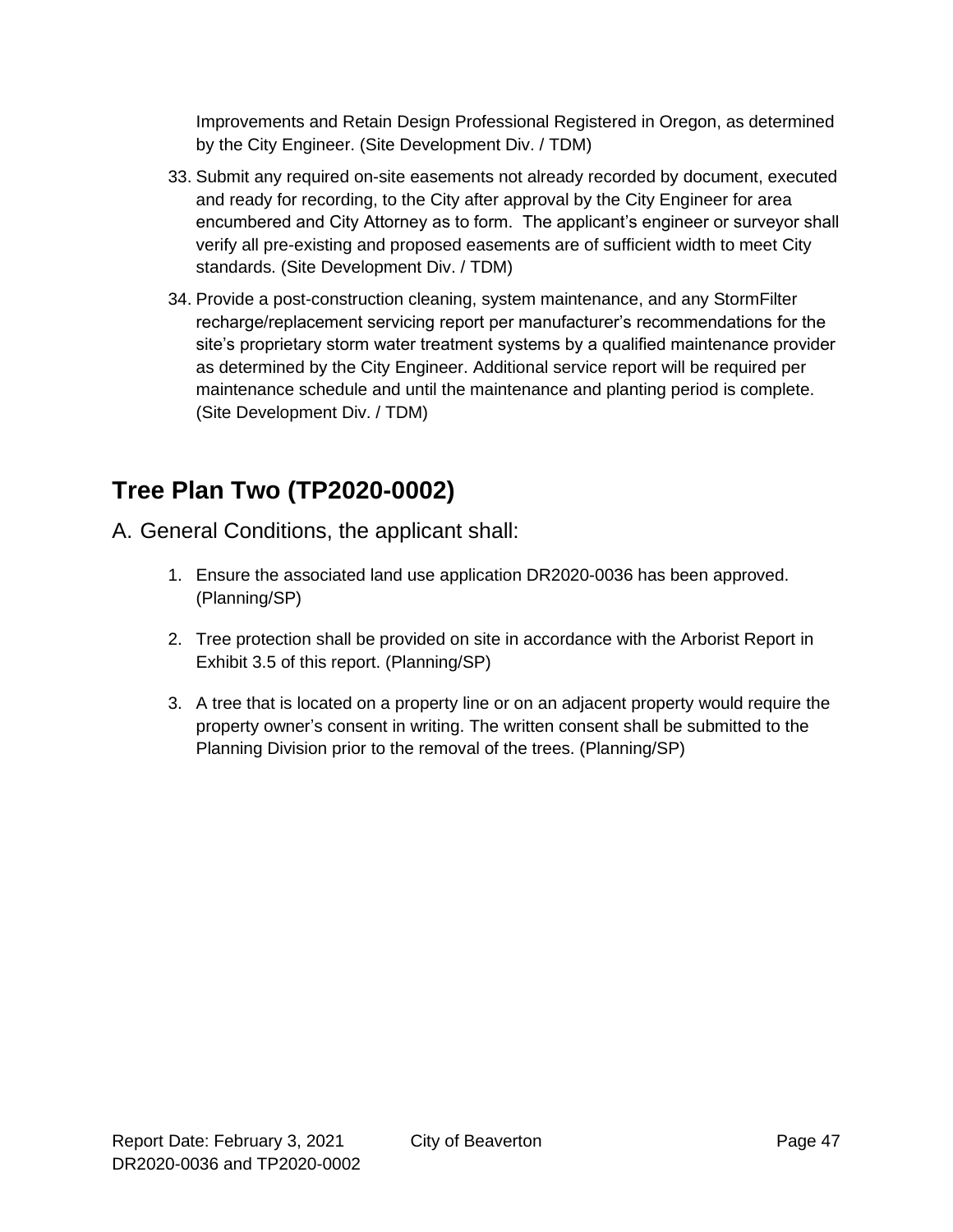Improvements and Retain Design Professional Registered in Oregon, as determined by the City Engineer. (Site Development Div. / TDM)

33. Submit any required on-site easements not already recorded by document, executed and ready for recording, to the City after approval by the City Engineer for area encumbered and City Attorney as to form. The applicant's engineer or surveyor shall verify all pre-existing and proposed easements are of sufficient width to meet City standards. (Site Development Div. / TDM)

34. Provide a post-construction cleaning, system maintenance, and any StormFilter recharge/replacement servicing report per manufacturer's recommendations for the site's proprietary storm water treatment systems by a qualified maintenance provider as determined by the City Engineer. Additional service report will be required per maintenance schedule and until the maintenance and planting period is complete. (Site Development Div. / TDM)

# Tree Plan Two (TP2020-0002)

## A. General Conditions, the applicant shall:

1. Ensure the associated land use application DR2020-0036 has been approved. (Planning/SP)

2. Tree protection shall be provided on site in accordance with the Arborist Report in Exhibit 3.5 of this report. (Planning/SP)

3. A tree that is located on a property line or on an adjacent property would require the property owner's consent in writing. The written consent shall be submitted to the Planning Division prior to the removal of the trees. (Planning/SP)